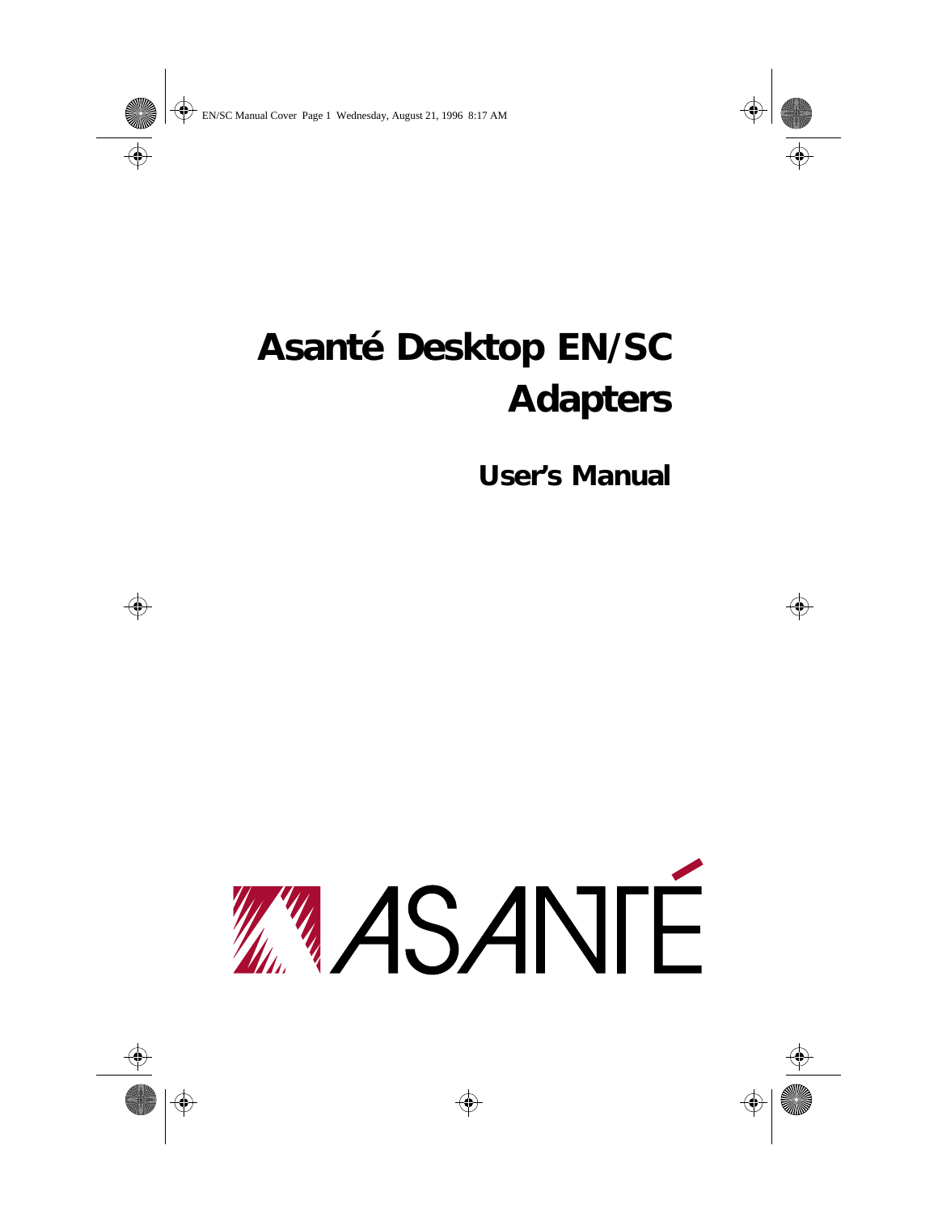# Asanté Desktop EN/SC Adapters

## User's Manual

ASANTÉ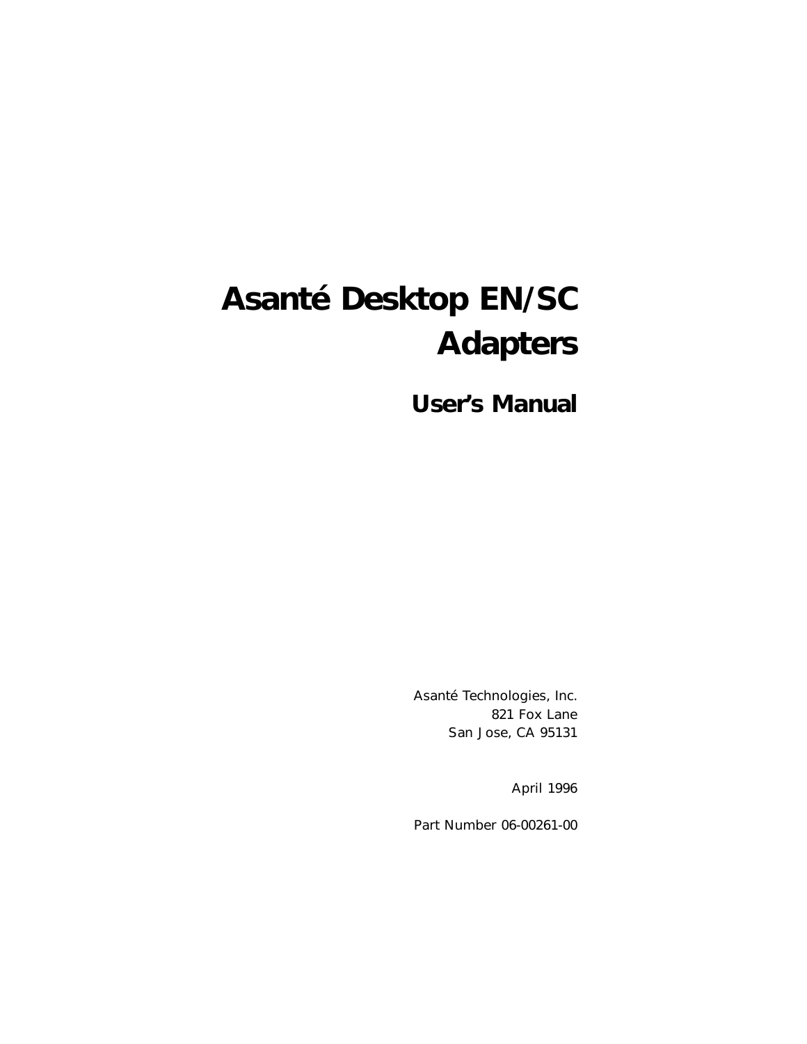# Asanté Desktop EN/SC Adapters

## User's Manual

Asanté Technologies, Inc.
821 Fox Lane
San Jose, CA 95131

April 1996

Part Number 06-00261-00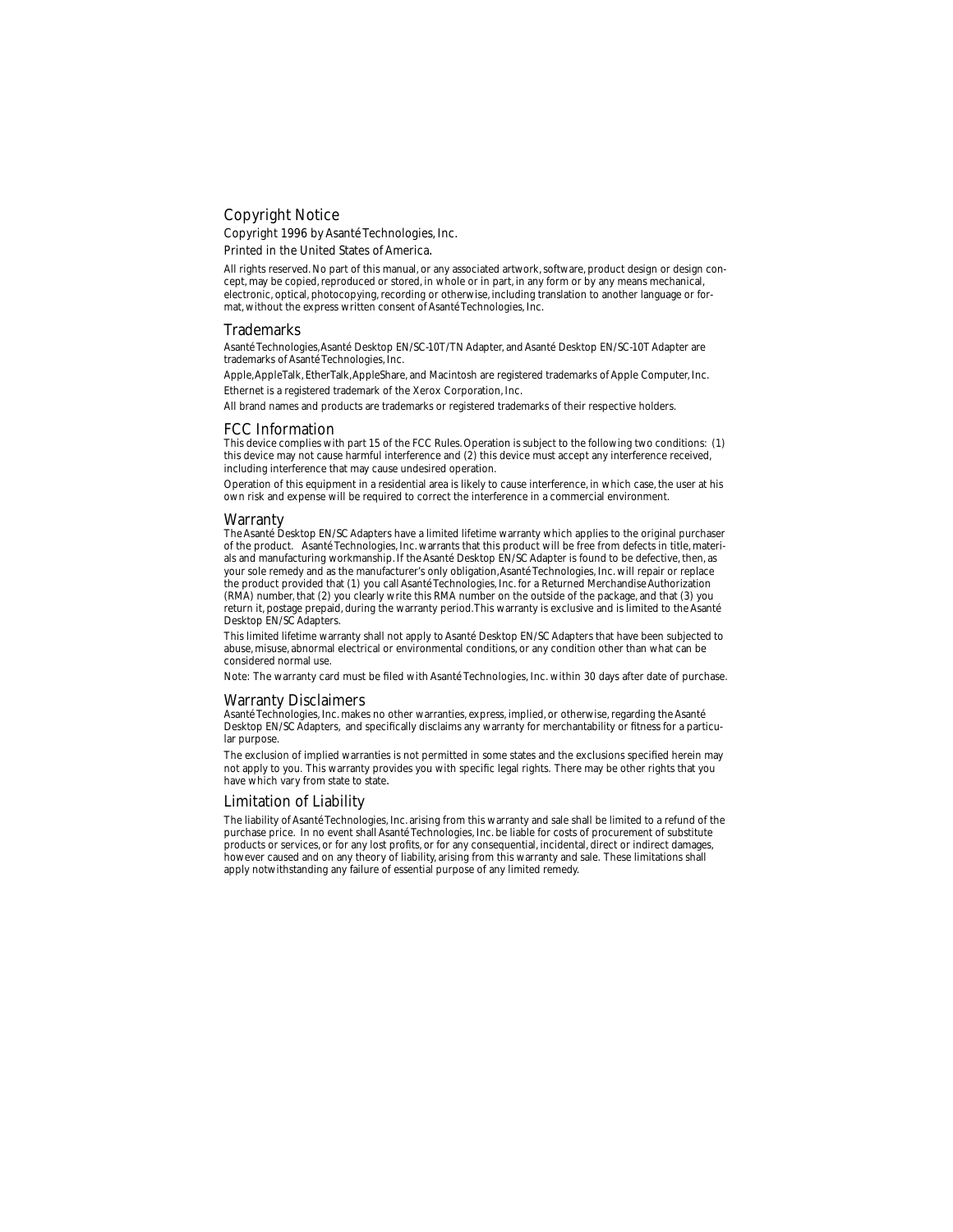## Copyright Notice

Copyright 1996 by Asanté Technologies, Inc.

Printed in the United States of America.

All rights reserved. No part of this manual, or any associated artwork, software, product design or design concept, may be copied, reproduced or stored, in whole or in part, in any form or by any means mechanical, electronic, optical, photocopying, recording or otherwise, including translation to another language or format, without the express written consent of Asanté Technologies, Inc.

## Trademarks

Asanté Technologies, Asanté Desktop EN/SC-10T/TN Adapter, and Asanté Desktop EN/SC-10T Adapter are trademarks of Asanté Technologies, Inc.

Apple, AppleTalk, EtherTalk, AppleShare, and Macintosh are registered trademarks of Apple Computer, Inc.

Ethernet is a registered trademark of the Xerox Corporation, Inc.

All brand names and products are trademarks or registered trademarks of their respective holders.

## FCC Information

This device complies with part 15 of the FCC Rules. Operation is subject to the following two conditions: (1) this device may not cause harmful interference and (2) this device must accept any interference received, including interference that may cause undesired operation.

Operation of this equipment in a residential area is likely to cause interference, in which case, the user at his own risk and expense will be required to correct the interference in a commercial environment.

## Warranty

The Asanté Desktop EN/SC Adapters have a limited lifetime warranty which applies to the original purchaser of the product. Asanté Technologies, Inc. warrants that this product will be free from defects in title, materials and manufacturing workmanship. If the Asanté Desktop EN/SC Adapter is found to be defective, then, as your sole remedy and as the manufacturer's only obligation, Asanté Technologies, Inc. will repair or replace the product provided that (1) you call Asanté Technologies, Inc. for a Returned Merchandise Authorization (RMA) number, that (2) you clearly write this RMA number on the outside of the package, and that (3) you return it, postage prepaid, during the warranty period. This warranty is exclusive and is limited to the Asanté Desktop EN/SC Adapters.

This limited lifetime warranty shall not apply to Asanté Desktop EN/SC Adapters that have been subjected to abuse, misuse, abnormal electrical or environmental conditions, or any condition other than what can be considered normal use.

Note: The warranty card must be filed with Asanté Technologies, Inc. within 30 days after date of purchase.

## Warranty Disclaimers

Asanté Technologies, Inc. makes no other warranties, express, implied, or otherwise, regarding the Asanté Desktop EN/SC Adapters, and specifically disclaims any warranty for merchantability or fitness for a particular purpose.

The exclusion of implied warranties is not permitted in some states and the exclusions specified herein may not apply to you. This warranty provides you with specific legal rights. There may be other rights that you have which vary from state to state.

## Limitation of Liability

The liability of Asanté Technologies, Inc. arising from this warranty and sale shall be limited to a refund of the purchase price. In no event shall Asanté Technologies, Inc. be liable for costs of procurement of substitute products or services, or for any lost profits, or for any consequential, incidental, direct or indirect damages, however caused and on any theory of liability, arising from this warranty and sale. These limitations shall apply notwithstanding any failure of essential purpose of any limited remedy.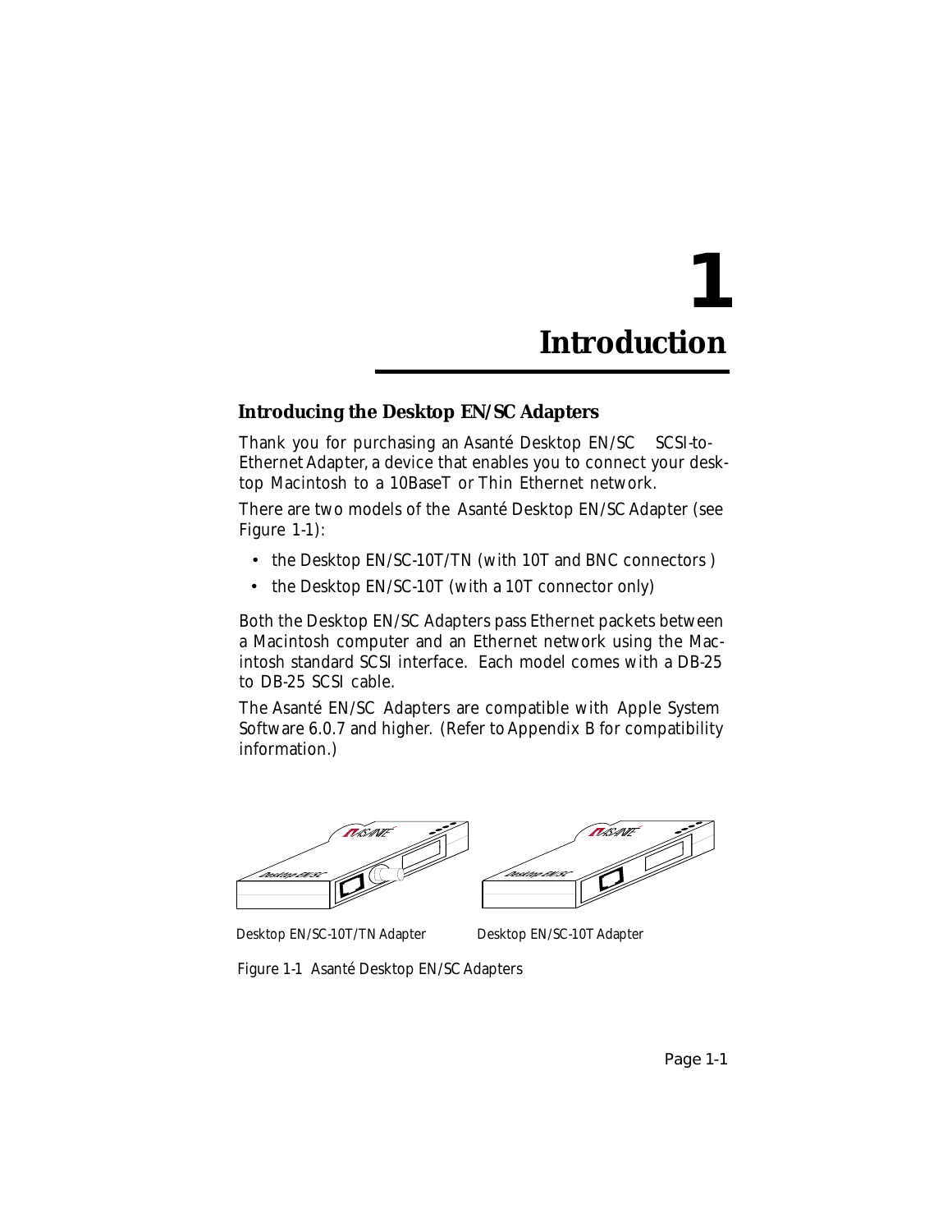# 1 Introduction

## Introducing the Desktop EN/SC Adapters

Thank you for purchasing an Asanté Desktop EN/SC SCSI-to-Ethernet Adapter, a device that enables you to connect your desktop Macintosh to a 10BaseT or Thin Ethernet network.

There are two models of the Asanté Desktop EN/SC Adapter (see Figure 1-1):

- the Desktop EN/SC-10T/TN (with 10T and BNC connectors )
- the Desktop EN/SC-10T (with a 10T connector only)

Both the Desktop EN/SC Adapters pass Ethernet packets between a Macintosh computer and an Ethernet network using the Macintosh standard SCSI interface. Each model comes with a DB-25 to DB-25 SCSI cable.

The Asanté EN/SC Adapters are compatible with Apple System Software 6.0.7 and higher. (Refer to Appendix B for compatibility information.)

Desktop EN/SC-10T/TN Adapter

Desktop EN/SC-10T Adapter

Figure 1-1 Asanté Desktop EN/SC Adapters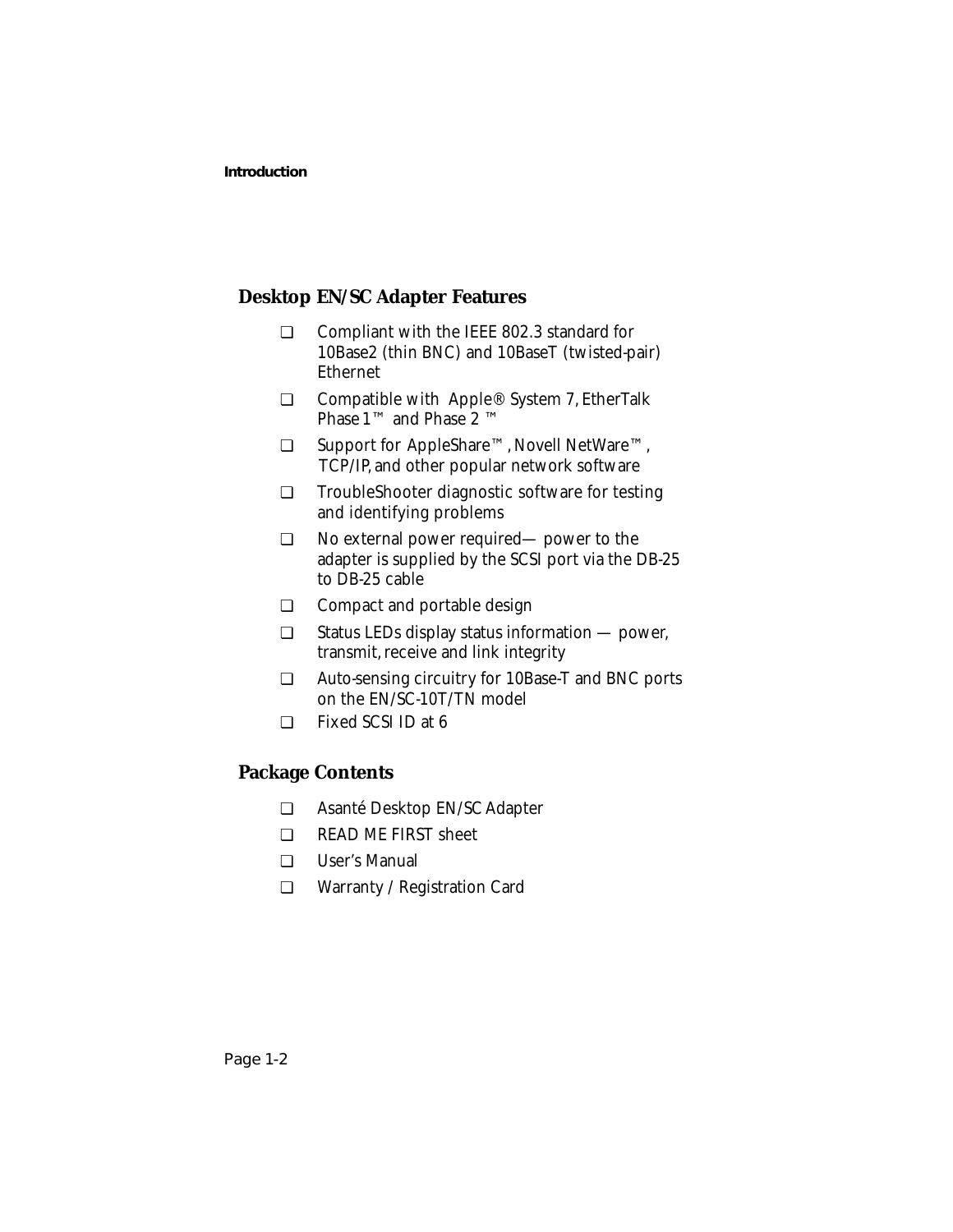## Desktop EN/SC Adapter Features

- ❑ Compliant with the IEEE 802.3 standard for 10Base2 (thin BNC) and 10BaseT (twisted-pair) Ethernet
- ❑ Compatible with Apple® System 7, EtherTalk Phase 1™ and Phase 2 ™
- ❑ Support for AppleShare™, Novell NetWare™, TCP/IP, and other popular network software
- ❑ TroubleShooter diagnostic software for testing and identifying problems
- ❑ No external power required— power to the adapter is supplied by the SCSI port via the DB-25 to DB-25 cable
- ❑ Compact and portable design
- ❑ Status LEDs display status information — power, transmit, receive and link integrity
- ❑ Auto-sensing circuitry for 10Base-T and BNC ports on the EN/SC-10T/TN model
- ❑ Fixed SCSI ID at 6

## Package Contents

- ❑ Asanté Desktop EN/SC Adapter
- ❑ READ ME FIRST sheet
- ❑ User's Manual
- ❑ Warranty / Registration Card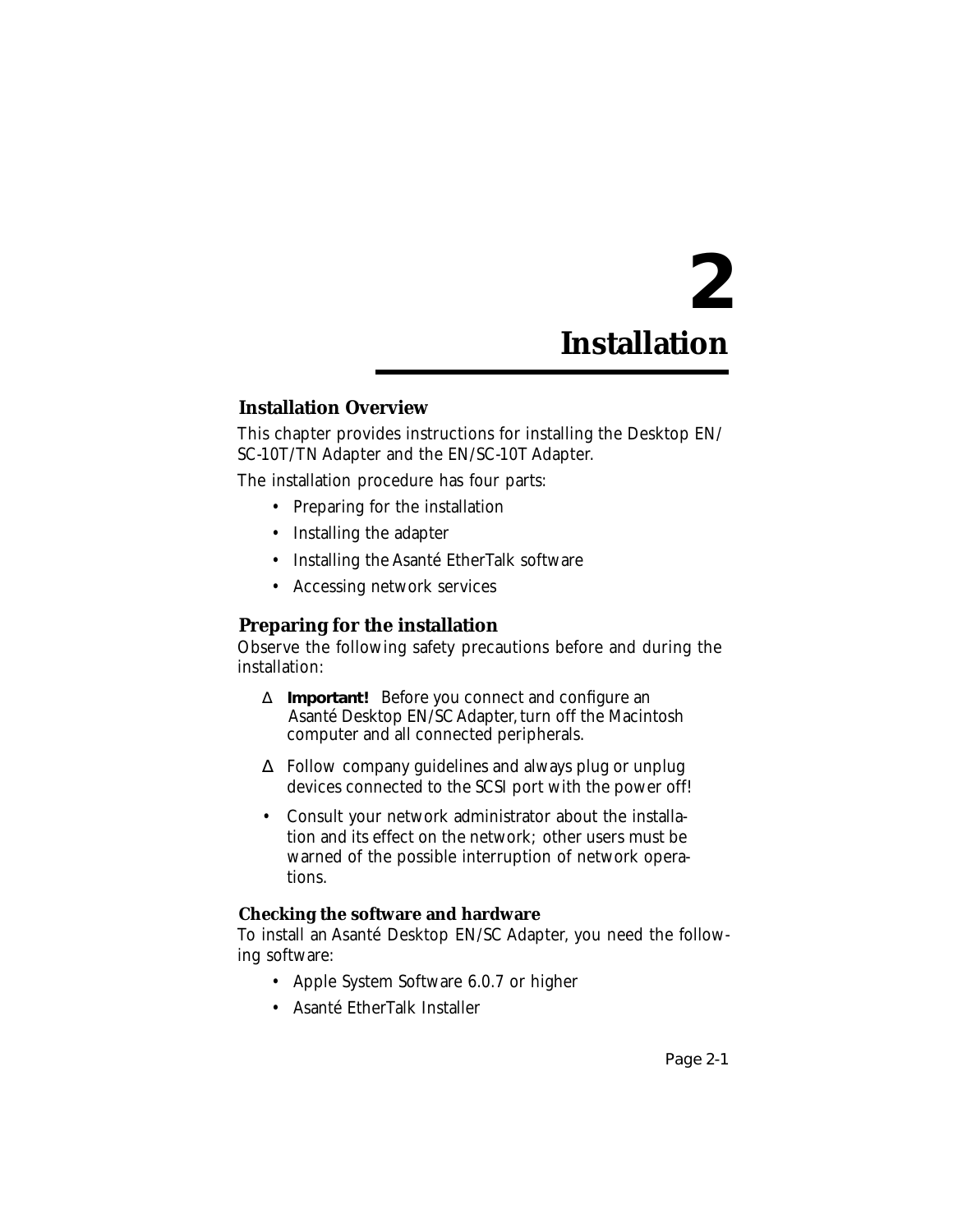# 2 Installation

## Installation Overview

This chapter provides instructions for installing the Desktop EN/SC-10T/TN Adapter and the EN/SC-10T Adapter.

The installation procedure has four parts:

- Preparing for the installation
- Installing the adapter
- Installing the Asanté EtherTalk software
- Accessing network services

## Preparing for the installation

Observe the following safety precautions before and during the installation:

- Δ **Important!** Before you connect and configure an Asanté Desktop EN/SC Adapter, turn off the Macintosh computer and all connected peripherals.
- Δ Follow company guidelines and always plug or unplug devices connected to the SCSI port with the power off!
- Consult your network administrator about the installation and its effect on the network; other users must be warned of the possible interruption of network operations.

### Checking the software and hardware

To install an Asanté Desktop EN/SC Adapter, you need the following software:

- Apple System Software 6.0.7 or higher
- Asanté EtherTalk Installer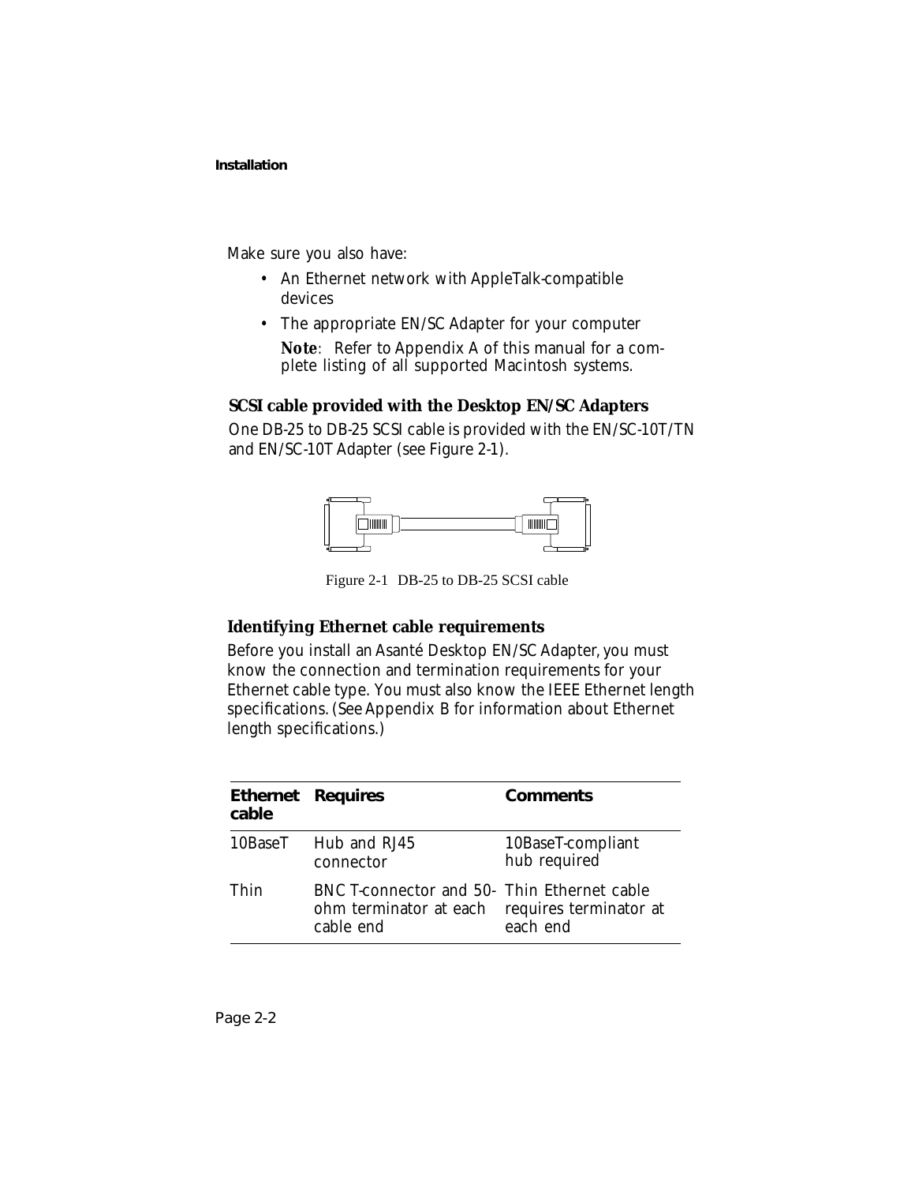Make sure you also have:

- An Ethernet network with AppleTalk-compatible devices
- The appropriate EN/SC Adapter for your computer

  **Note**: Refer to Appendix A of this manual for a complete listing of all supported Macintosh systems.

### SCSI cable provided with the Desktop EN/SC Adapters

One DB-25 to DB-25 SCSI cable is provided with the EN/SC-10T/TN and EN/SC-10T Adapter (see Figure 2-1).

Figure 2-1 DB-25 to DB-25 SCSI cable

### Identifying Ethernet cable requirements

Before you install an Asanté Desktop EN/SC Adapter, you must know the connection and termination requirements for your Ethernet cable type. You must also know the IEEE Ethernet length specifications. (See Appendix B for information about Ethernet length specifications.)

| Ethernet cable | Requires | Comments |
|---|---|---|
| 10BaseT | Hub and RJ45 connector | 10BaseT-compliant hub required |
| Thin | BNC T-connector and 50-ohm terminator at each cable end | Thin Ethernet cable requires terminator at each end |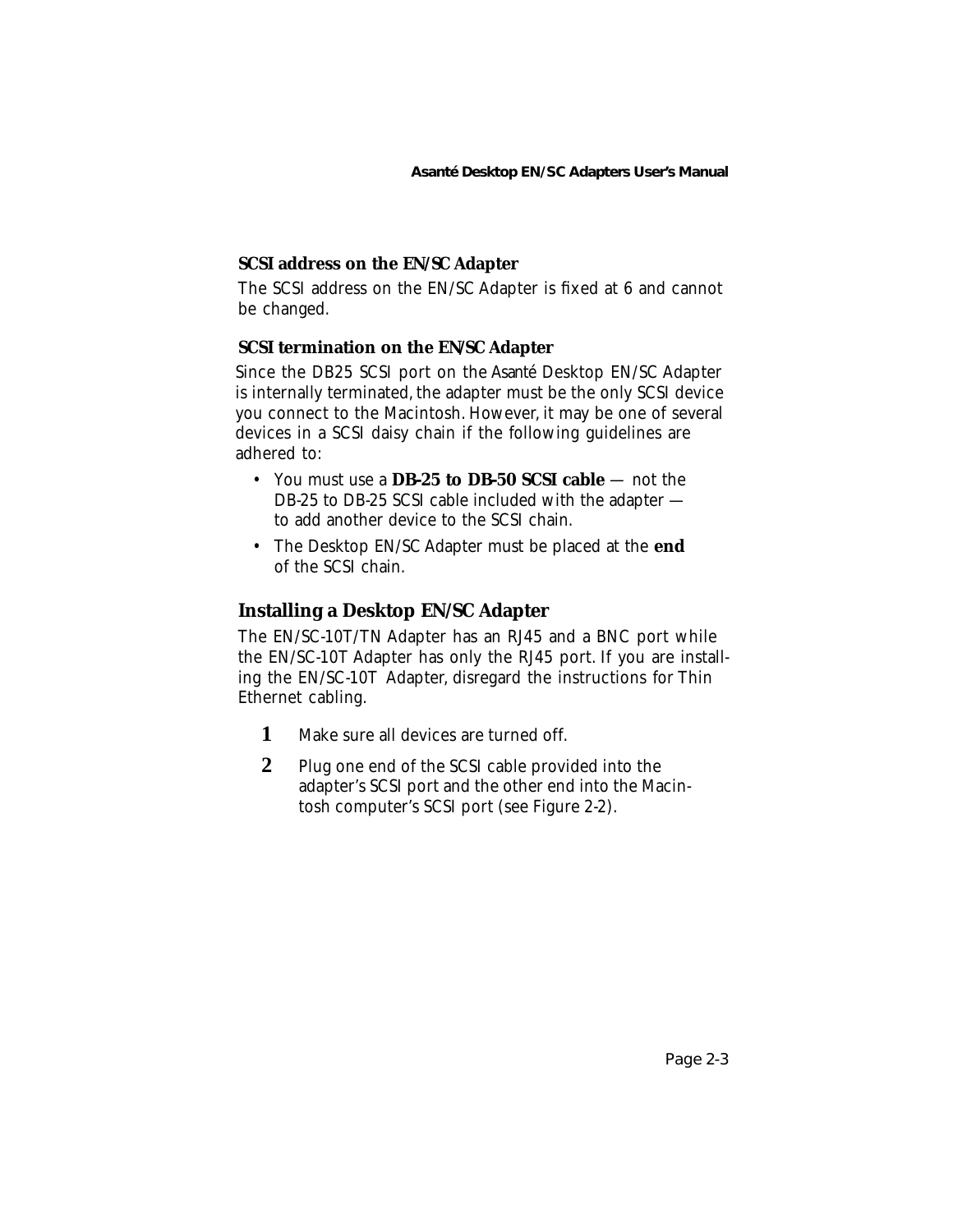### SCSI address on the EN/SC Adapter

The SCSI address on the EN/SC Adapter is fixed at 6 and cannot be changed.

### SCSI termination on the EN/SC Adapter

Since the DB25 SCSI port on the Asanté Desktop EN/SC Adapter is internally terminated, the adapter must be the only SCSI device you connect to the Macintosh. However, it may be one of several devices in a SCSI daisy chain if the following guidelines are adhered to:

- You must use a **DB-25 to DB-50 SCSI cable** — not the DB-25 to DB-25 SCSI cable included with the adapter — to add another device to the SCSI chain.
- The Desktop EN/SC Adapter must be placed at the **end** of the SCSI chain.

## Installing a Desktop EN/SC Adapter

The EN/SC-10T/TN Adapter has an RJ45 and a BNC port while the EN/SC-10T Adapter has only the RJ45 port. If you are installing the EN/SC-10T Adapter, disregard the instructions for Thin Ethernet cabling.

1. Make sure all devices are turned off.
2. Plug one end of the SCSI cable provided into the adapter's SCSI port and the other end into the Macintosh computer's SCSI port (see Figure 2-2).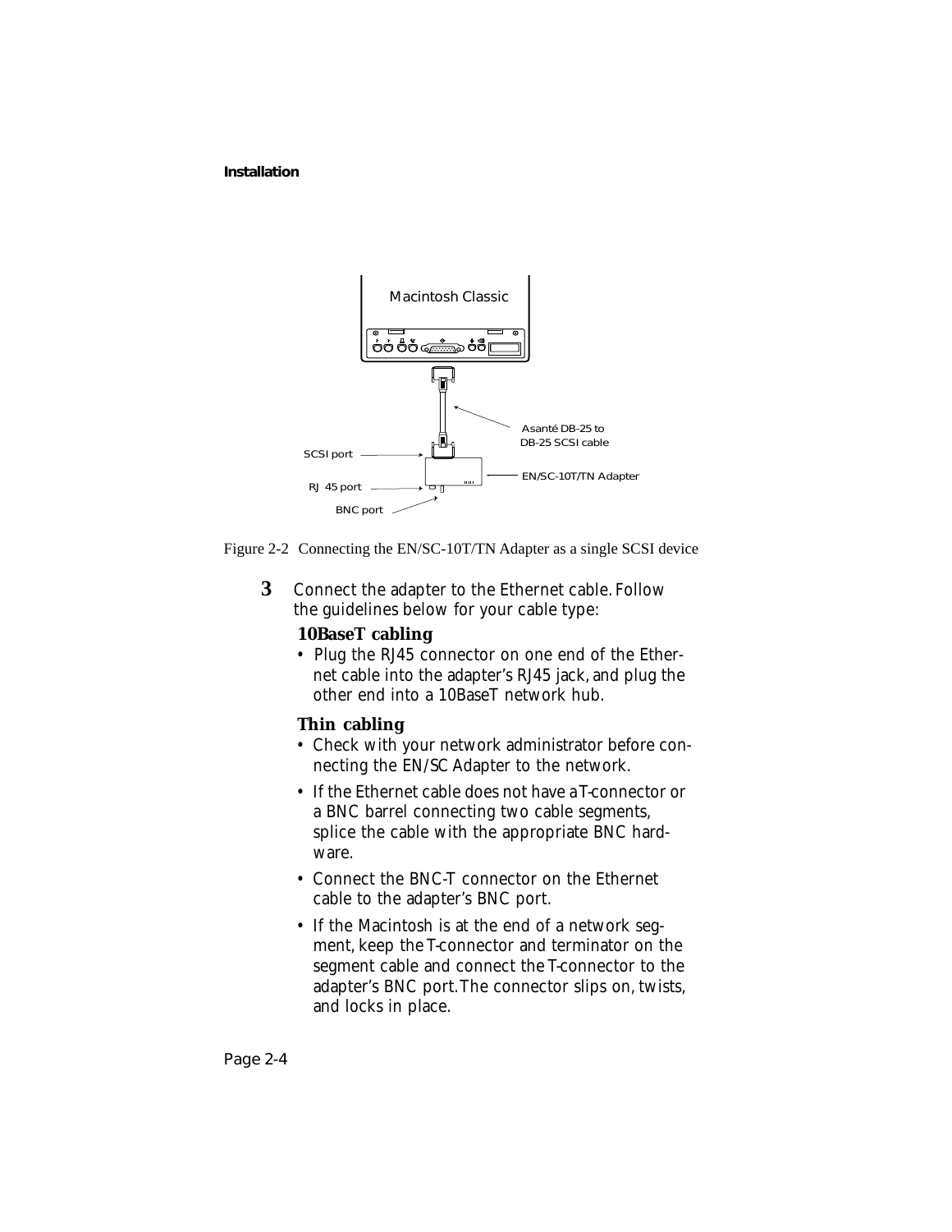Figure 2-2 Connecting the EN/SC-10T/TN Adapter as a single SCSI device

**3** Connect the adapter to the Ethernet cable. Follow the guidelines below for your cable type:

### 10BaseT cabling

- Plug the RJ45 connector on one end of the Ethernet cable into the adapter's RJ45 jack, and plug the other end into a 10BaseT network hub.

### Thin cabling

- Check with your network administrator before connecting the EN/SC Adapter to the network.
- If the Ethernet cable does not have a T-connector or a BNC barrel connecting two cable segments, splice the cable with the appropriate BNC hardware.
- Connect the BNC-T connector on the Ethernet cable to the adapter's BNC port.
- If the Macintosh is at the end of a network segment, keep the T-connector and terminator on the segment cable and connect the T-connector to the adapter's BNC port. The connector slips on, twists, and locks in place.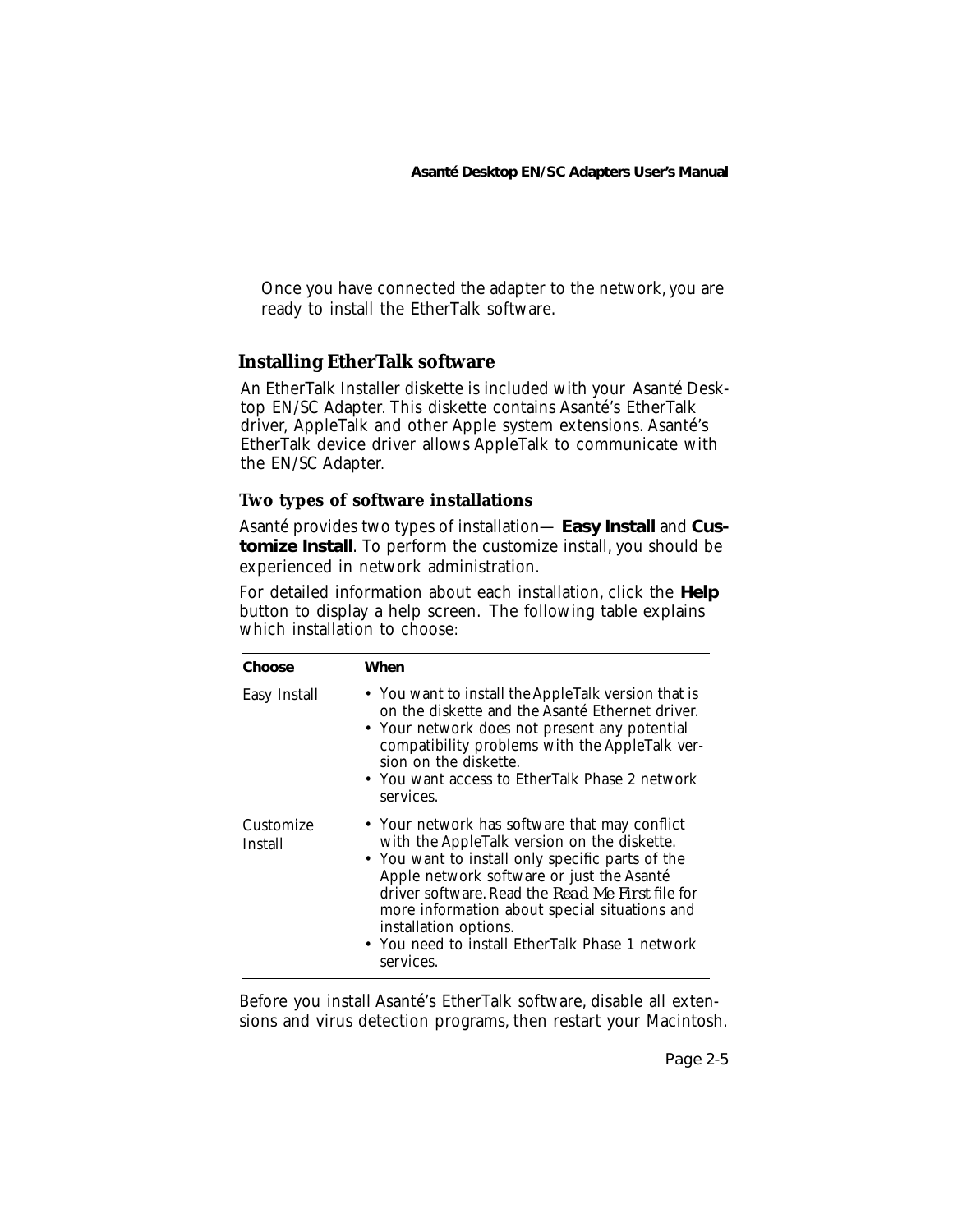Once you have connected the adapter to the network, you are ready to install the EtherTalk software.

## Installing EtherTalk software

An EtherTalk Installer diskette is included with your Asanté Desktop EN/SC Adapter. This diskette contains Asanté's EtherTalk driver, AppleTalk and other Apple system extensions. Asanté's EtherTalk device driver allows AppleTalk to communicate with the EN/SC Adapter.

### Two types of software installations

Asanté provides two types of installation— **Easy Install** and **Customize Install**. To perform the customize install, you should be experienced in network administration.

For detailed information about each installation, click the **Help** button to display a help screen. The following table explains which installation to choose:

| Choose | When |
|---|---|
| Easy Install | • You want to install the AppleTalk version that is on the diskette and the Asanté Ethernet driver.<br>• Your network does not present any potential compatibility problems with the AppleTalk version on the diskette.<br>• You want access to EtherTalk Phase 2 network services. |
| Customize Install | • Your network has software that may conflict with the AppleTalk version on the diskette.<br>• You want to install only specific parts of the Apple network software or just the Asanté driver software. Read the *Read Me First* file for more information about special situations and installation options.<br>• You need to install EtherTalk Phase 1 network services. |

Before you install Asanté's EtherTalk software, disable all extensions and virus detection programs, then restart your Macintosh.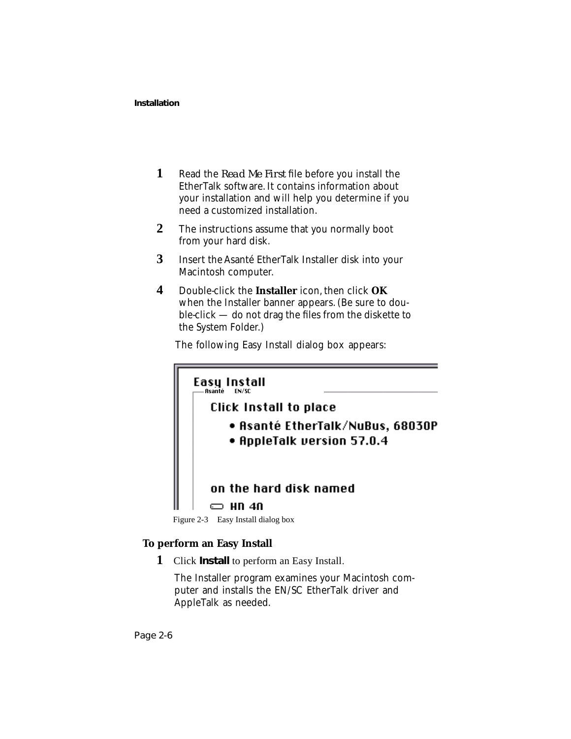1. Read the *Read Me First* file before you install the EtherTalk software. It contains information about your installation and will help you determine if you need a customized installation.

2. The instructions assume that you normally boot from your hard disk.

3. Insert the Asanté EtherTalk Installer disk into your Macintosh computer.

4. Double-click the **Installer** icon, then click **OK** when the Installer banner appears. (Be sure to double-click — do not drag the files from the diskette to the System Folder.)

   The following Easy Install dialog box appears:

Figure 2-3 Easy Install dialog box

### To perform an Easy Install

1. Click **Install** to perform an Easy Install.

   The Installer program examines your Macintosh computer and installs the EN/SC EtherTalk driver and AppleTalk as needed.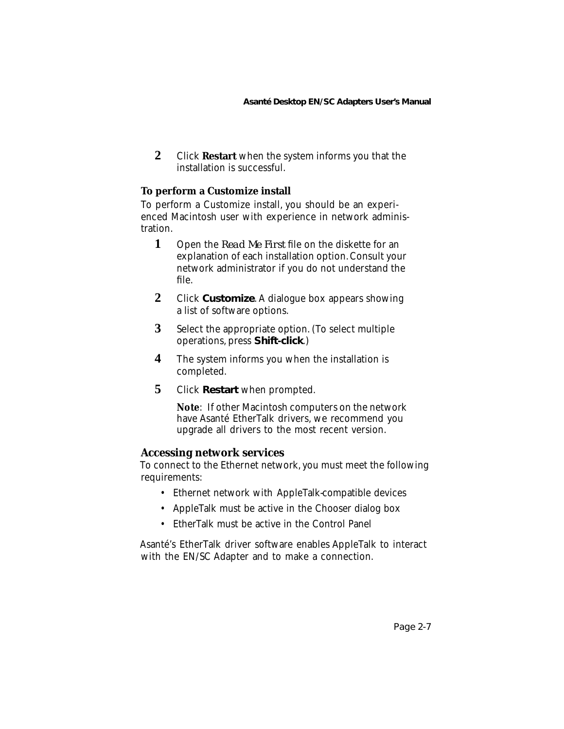2. Click **Restart** when the system informs you that the installation is successful.

### To perform a Customize install

To perform a Customize install, you should be an experienced Macintosh user with experience in network administration.

1. Open the *Read Me First* file on the diskette for an explanation of each installation option. Consult your network administrator if you do not understand the file.
2. Click **Customize**. A dialogue box appears showing a list of software options.
3. Select the appropriate option. (To select multiple operations, press **Shift-click**.)
4. The system informs you when the installation is completed.
5. Click **Restart** when prompted.

   **Note**: If other Macintosh computers on the network have Asanté EtherTalk drivers, we recommend you upgrade all drivers to the most recent version.

## Accessing network services

To connect to the Ethernet network, you must meet the following requirements:

- Ethernet network with AppleTalk-compatible devices
- AppleTalk must be active in the Chooser dialog box
- EtherTalk must be active in the Control Panel

Asanté's EtherTalk driver software enables AppleTalk to interact with the EN/SC Adapter and to make a connection.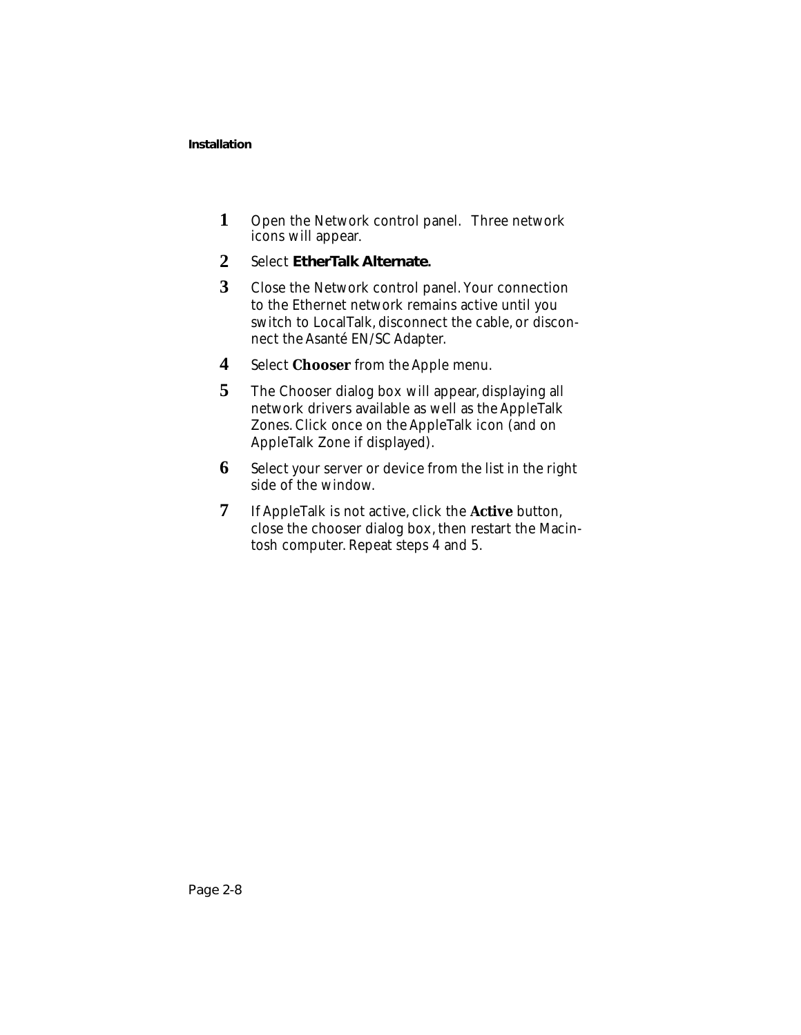1. Open the Network control panel.  Three network icons will appear.
2. Select **EtherTalk Alternate.**
3. Close the Network control panel. Your connection to the Ethernet network remains active until you switch to LocalTalk, disconnect the cable, or disconnect the Asanté EN/SC Adapter.
4. Select **Chooser** from the Apple menu.
5. The Chooser dialog box will appear, displaying all network drivers available as well as the AppleTalk Zones. Click once on the AppleTalk icon (and on AppleTalk Zone if displayed).
6. Select your server or device from the list in the right side of the window.
7. If AppleTalk is not active, click the **Active** button, close the chooser dialog box, then restart the Macintosh computer. Repeat steps 4 and 5.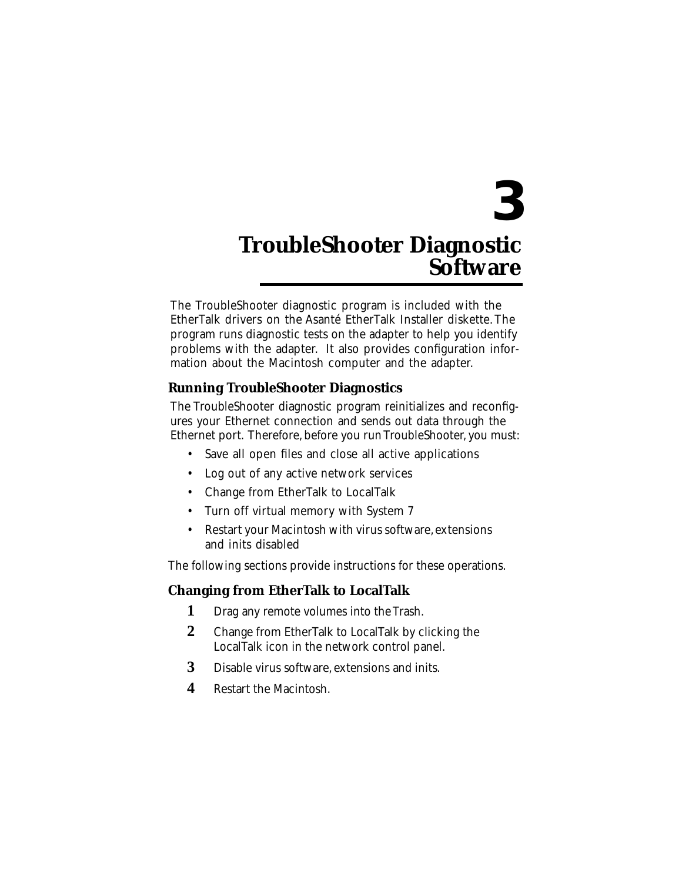# 3

# TroubleShooter Diagnostic Software

The TroubleShooter diagnostic program is included with the EtherTalk drivers on the Asanté EtherTalk Installer diskette. The program runs diagnostic tests on the adapter to help you identify problems with the adapter. It also provides configuration information about the Macintosh computer and the adapter.

## Running TroubleShooter Diagnostics

The TroubleShooter diagnostic program reinitializes and reconfigures your Ethernet connection and sends out data through the Ethernet port. Therefore, before you run TroubleShooter, you must:

- Save all open files and close all active applications
- Log out of any active network services
- Change from EtherTalk to LocalTalk
- Turn off virtual memory with System 7
- Restart your Macintosh with virus software, extensions and inits disabled

The following sections provide instructions for these operations.

## Changing from EtherTalk to LocalTalk

1. Drag any remote volumes into the Trash.
2. Change from EtherTalk to LocalTalk by clicking the LocalTalk icon in the network control panel.
3. Disable virus software, extensions and inits.
4. Restart the Macintosh.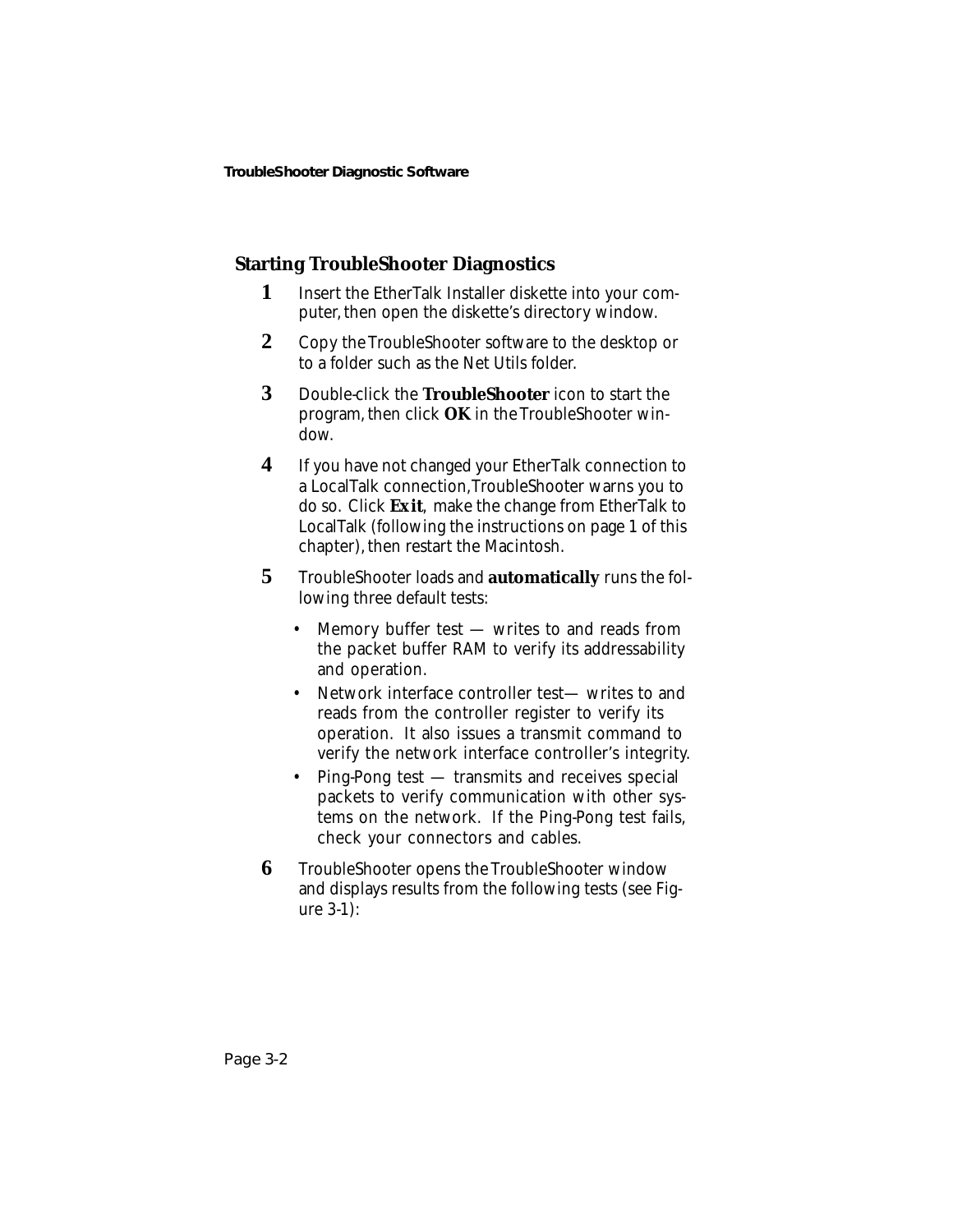## Starting TroubleShooter Diagnostics

1. Insert the EtherTalk Installer diskette into your computer, then open the diskette's directory window.
2. Copy the TroubleShooter software to the desktop or to a folder such as the Net Utils folder.
3. Double-click the **TroubleShooter** icon to start the program, then click **OK** in the TroubleShooter window.
4. If you have not changed your EtherTalk connection to a LocalTalk connection, TroubleShooter warns you to do so. Click ***Exit***, make the change from EtherTalk to LocalTalk (following the instructions on page 1 of this chapter), then restart the Macintosh.
5. TroubleShooter loads and **automatically** runs the following three default tests:
   - Memory buffer test — writes to and reads from the packet buffer RAM to verify its addressability and operation.
   - Network interface controller test— writes to and reads from the controller register to verify its operation. It also issues a transmit command to verify the network interface controller's integrity.
   - Ping-Pong test — transmits and receives special packets to verify communication with other systems on the network. If the Ping-Pong test fails, check your connectors and cables.
6. TroubleShooter opens the TroubleShooter window and displays results from the following tests (see Figure 3-1):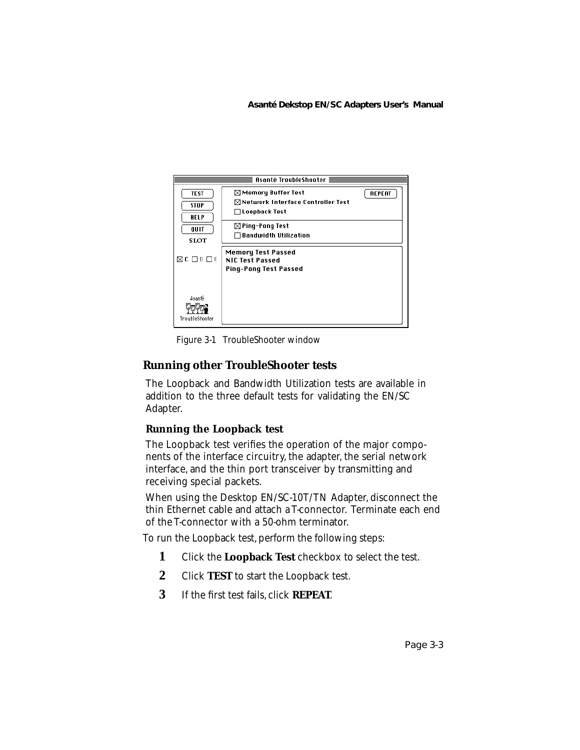Figure 3-1 TroubleShooter window

## Running other TroubleShooter tests

The Loopback and Bandwidth Utilization tests are available in addition to the three default tests for validating the EN/SC Adapter.

### Running the Loopback test

The Loopback test verifies the operation of the major components of the interface circuitry, the adapter, the serial network interface, and the thin port transceiver by transmitting and receiving special packets.

When using the Desktop EN/SC-10T/TN Adapter, disconnect the thin Ethernet cable and attach a T-connector. Terminate each end of the T-connector with a 50-ohm terminator.

To run the Loopback test, perform the following steps:

1. Click the **Loopback Test** checkbox to select the test.
2. Click **TEST** to start the Loopback test.
3. If the first test fails, click **REPEAT**.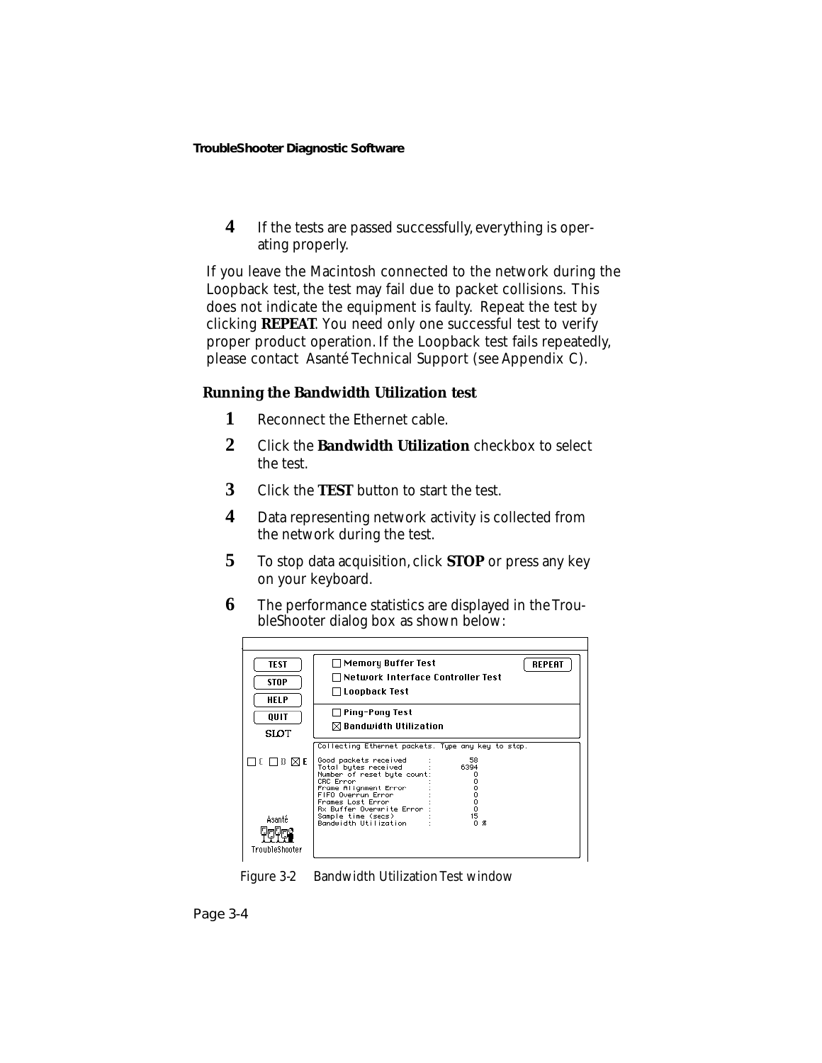**4** If the tests are passed successfully, everything is operating properly.

If you leave the Macintosh connected to the network during the Loopback test, the test may fail due to packet collisions. This does not indicate the equipment is faulty. Repeat the test by clicking **REPEAT**. You need only one successful test to verify proper product operation. If the Loopback test fails repeatedly, please contact Asanté Technical Support (see Appendix C).

### Running the Bandwidth Utilization test

**1** Reconnect the Ethernet cable.

**2** Click the **Bandwidth Utilization** checkbox to select the test.

**3** Click the **TEST** button to start the test.

**4** Data representing network activity is collected from the network during the test.

**5** To stop data acquisition, click **STOP** or press any key on your keyboard.

**6** The performance statistics are displayed in the TroubleShooter dialog box as shown below:

```
TEST    ☐ Memory Buffer Test                      REPEAT
STOP    ☐ Network Interface Controller Test
HELP    ☐ Loopback Test
QUIT    ☐ Ping-Pong Test
SLOT    ☒ Bandwidth Utilization

        Collecting Ethernet packets. Type any key to stop.

        Good packets received      :      58
        Total bytes received       :    6394
        Number of reset byte count:        0
        CRC Error                  :       0
        Frame Alignment Error      :       0
        FIFO Overrun Error         :       0
        Frames Lost Error          :       0
        Rx Buffer Overwrite Error  :       0
        Sample time (secs)         :      15
        Bandwidth Utilization      :     0 %
```

Figure 3-2 Bandwidth Utilization Test window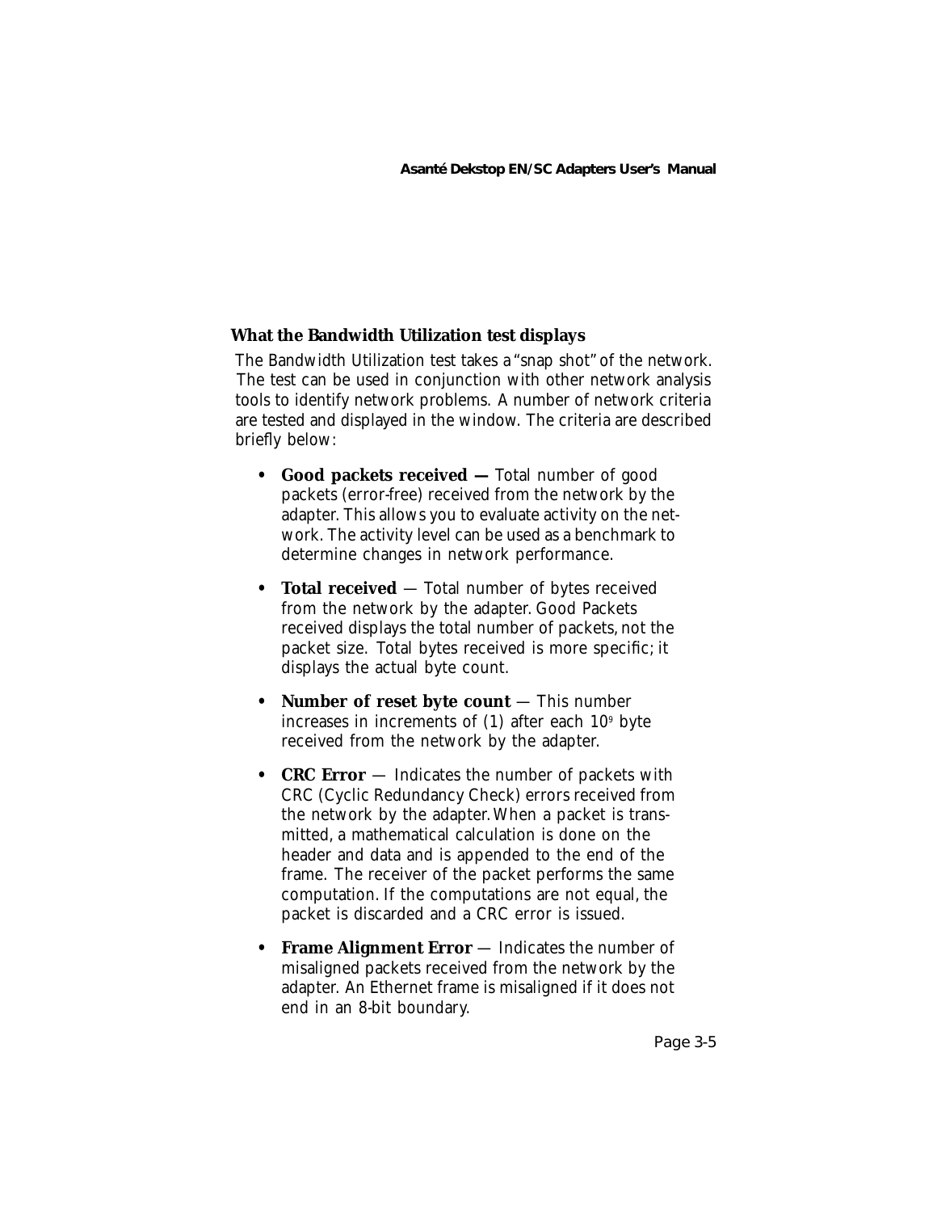### What the Bandwidth Utilization test displays

The Bandwidth Utilization test takes a "snap shot" of the network. The test can be used in conjunction with other network analysis tools to identify network problems. A number of network criteria are tested and displayed in the window. The criteria are described briefly below:

- **Good packets received —** Total number of good packets (error-free) received from the network by the adapter. This allows you to evaluate activity on the network. The activity level can be used as a benchmark to determine changes in network performance.
- **Total received** — Total number of bytes received from the network by the adapter. Good Packets received displays the total number of packets, not the packet size. Total bytes received is more specific; it displays the actual byte count.
- **Number of reset byte count** — This number increases in increments of (1) after each $10^9$ byte received from the network by the adapter.
- **CRC Error** — Indicates the number of packets with CRC (Cyclic Redundancy Check) errors received from the network by the adapter. When a packet is transmitted, a mathematical calculation is done on the header and data and is appended to the end of the frame. The receiver of the packet performs the same computation. If the computations are not equal, the packet is discarded and a CRC error is issued.
- **Frame Alignment Error** — Indicates the number of misaligned packets received from the network by the adapter. An Ethernet frame is misaligned if it does not end in an 8-bit boundary.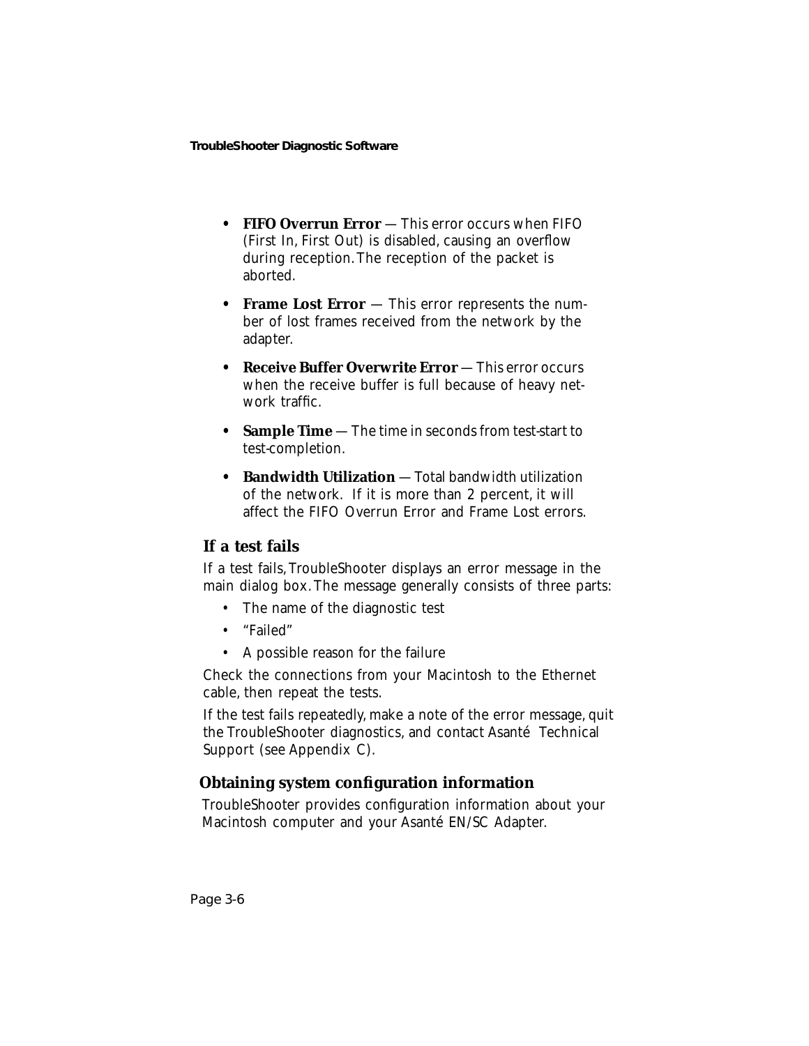- **FIFO Overrun Error** — This error occurs when FIFO (First In, First Out) is disabled, causing an overflow during reception. The reception of the packet is aborted.
- **Frame Lost Error** — This error represents the number of lost frames received from the network by the adapter.
- **Receive Buffer Overwrite Error** — This error occurs when the receive buffer is full because of heavy network traffic.
- **Sample Time** — The time in seconds from test-start to test-completion.
- **Bandwidth Utilization** — Total bandwidth utilization of the network. If it is more than 2 percent, it will affect the FIFO Overrun Error and Frame Lost errors.

## If a test fails

If a test fails, TroubleShooter displays an error message in the main dialog box. The message generally consists of three parts:

- The name of the diagnostic test
- "Failed"
- A possible reason for the failure

Check the connections from your Macintosh to the Ethernet cable, then repeat the tests.

If the test fails repeatedly, make a note of the error message, quit the TroubleShooter diagnostics, and contact Asanté Technical Support (see Appendix C).

## Obtaining system configuration information

TroubleShooter provides configuration information about your Macintosh computer and your Asanté EN/SC Adapter.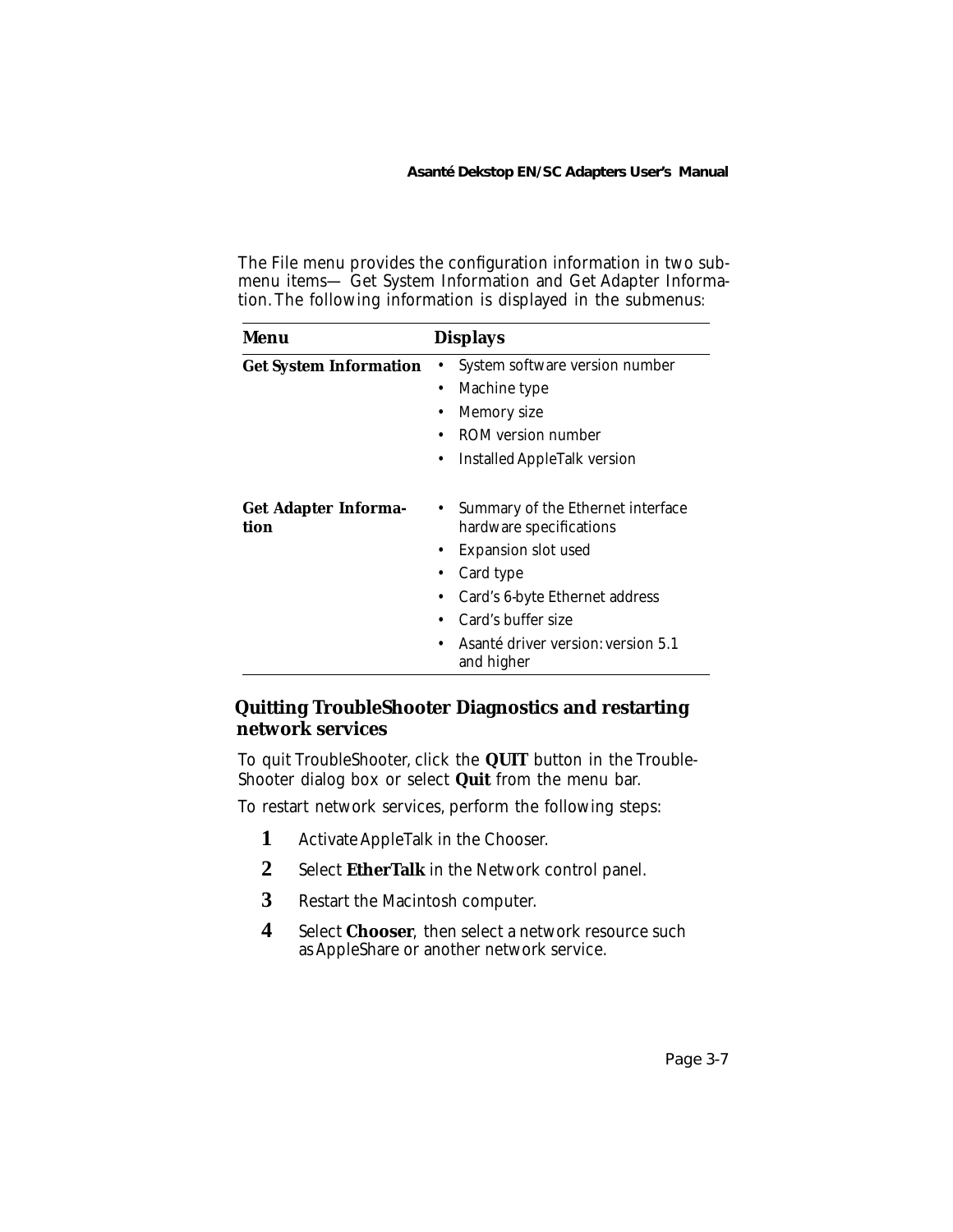The File menu provides the configuration information in two submenu items— Get System Information and Get Adapter Information. The following information is displayed in the submenus:

| Menu | Displays |
| --- | --- |
| **Get System Information** | • System software version number<br>• Machine type<br>• Memory size<br>• ROM version number<br>• Installed AppleTalk version |
| **Get Adapter Information** | • Summary of the Ethernet interface hardware specifications<br>• Expansion slot used<br>• Card type<br>• Card's 6-byte Ethernet address<br>• Card's buffer size<br>• Asanté driver version: version 5.1 and higher |

## Quitting TroubleShooter Diagnostics and restarting network services

To quit TroubleShooter, click the **QUIT** button in the TroubleShooter dialog box or select **Quit** from the menu bar.

To restart network services, perform the following steps:

1. Activate AppleTalk in the Chooser.
2. Select **EtherTalk** in the Network control panel.
3. Restart the Macintosh computer.
4. Select **Chooser**, then select a network resource such as AppleShare or another network service.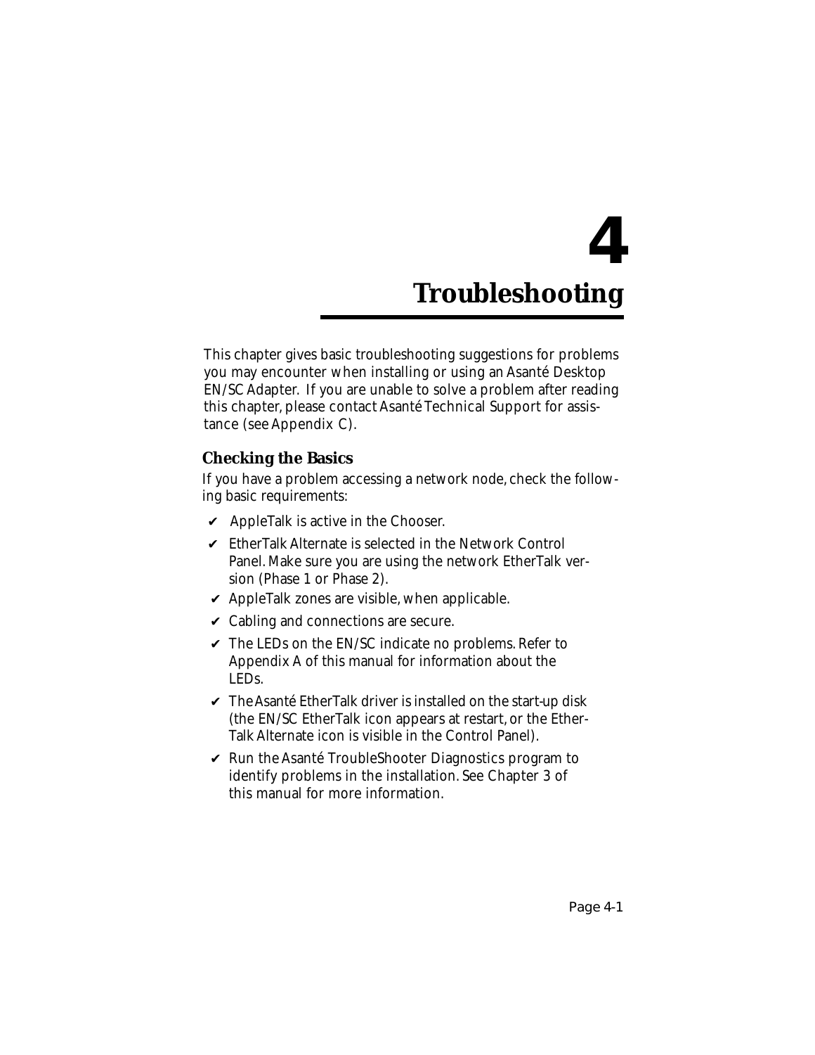# 4

# Troubleshooting

This chapter gives basic troubleshooting suggestions for problems you may encounter when installing or using an Asanté Desktop EN/SC Adapter. If you are unable to solve a problem after reading this chapter, please contact Asanté Technical Support for assistance (see Appendix C).

## Checking the Basics

If you have a problem accessing a network node, check the following basic requirements:

- ✔ AppleTalk is active in the Chooser.
- ✔ EtherTalk Alternate is selected in the Network Control Panel. Make sure you are using the network EtherTalk version (Phase 1 or Phase 2).
- ✔ AppleTalk zones are visible, when applicable.
- ✔ Cabling and connections are secure.
- ✔ The LEDs on the EN/SC indicate no problems. Refer to Appendix A of this manual for information about the LEDs.
- ✔ The Asanté EtherTalk driver is installed on the start-up disk (the EN/SC EtherTalk icon appears at restart, or the EtherTalk Alternate icon is visible in the Control Panel).
- ✔ Run the Asanté TroubleShooter Diagnostics program to identify problems in the installation. See Chapter 3 of this manual for more information.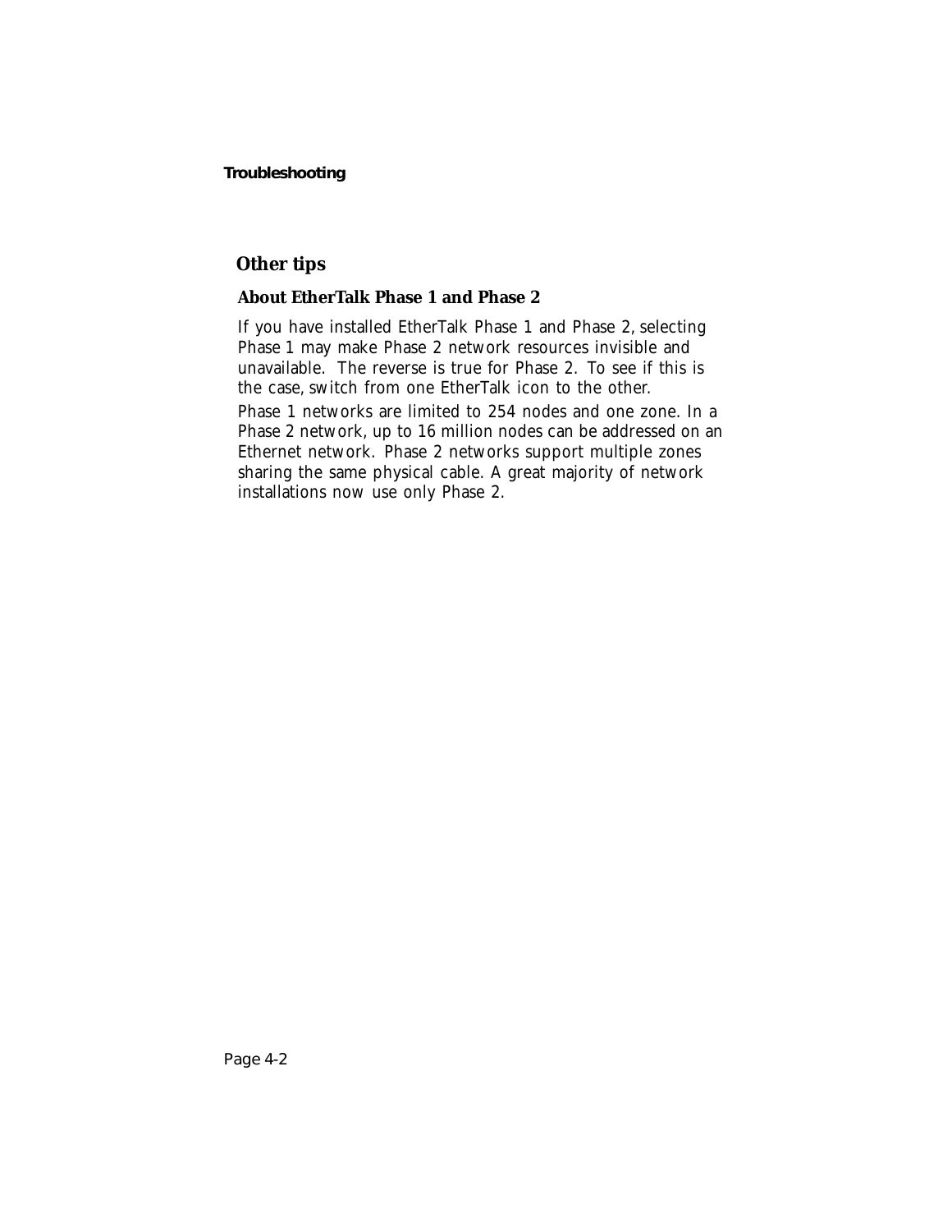## Other tips

### About EtherTalk Phase 1 and Phase 2

If you have installed EtherTalk Phase 1 and Phase 2, selecting Phase 1 may make Phase 2 network resources invisible and unavailable. The reverse is true for Phase 2. To see if this is the case, switch from one EtherTalk icon to the other.

Phase 1 networks are limited to 254 nodes and one zone. In a Phase 2 network, up to 16 million nodes can be addressed on an Ethernet network. Phase 2 networks support multiple zones sharing the same physical cable. A great majority of network installations now use only Phase 2.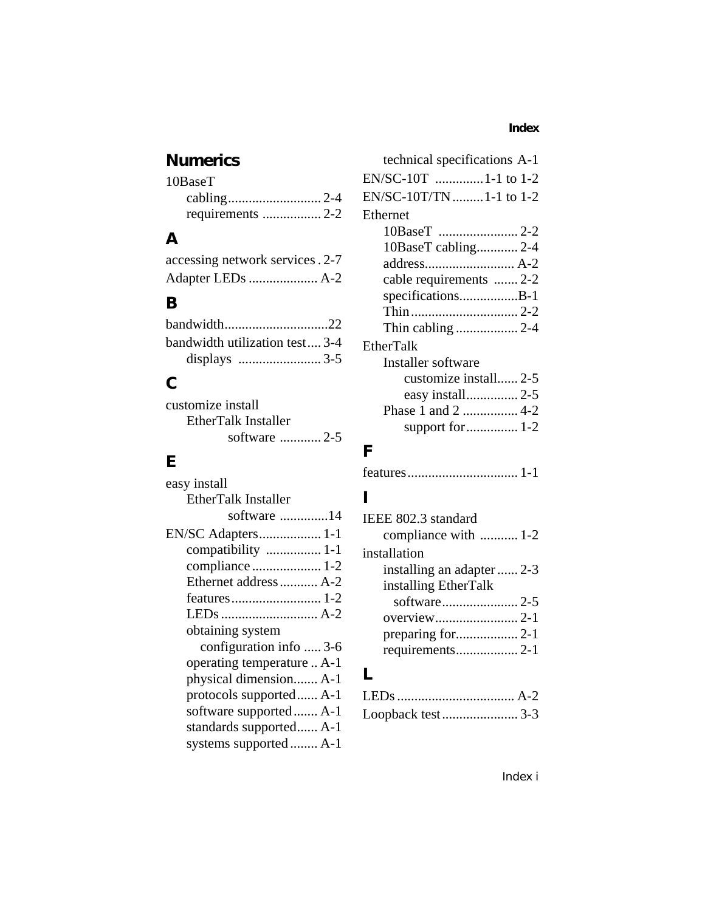## Numerics

10BaseT
- cabling .......................... 2-4
- requirements ................. 2-2

## A

accessing network services . 2-7

Adapter LEDs .................... A-2

## B

bandwidth..............................22

bandwidth utilization test.... 3-4
- displays ........................ 3-5

## C

customize install
- EtherTalk Installer
  - software ............ 2-5

## E

easy install
- EtherTalk Installer
  - software ..............14

EN/SC Adapters.................. 1-1
- compatibility ................ 1-1
- compliance .................... 1-2
- Ethernet address ........... A-2
- features .......................... 1-2
- LEDs ............................ A-2
- obtaining system configuration info ..... 3-6
- operating temperature .. A-1
- physical dimension....... A-1
- protocols supported...... A-1
- software supported ....... A-1
- standards supported...... A-1
- systems supported ........ A-1
- technical specifications A-1

EN/SC-10T ..............1-1 to 1-2

EN/SC-10T/TN .........1-1 to 1-2

Ethernet
- 10BaseT ....................... 2-2
- 10BaseT cabling............ 2-4
- address.......................... A-2
- cable requirements ....... 2-2
- specifications.................B-1
- Thin ............................... 2-2
- Thin cabling .................. 2-4

EtherTalk
- Installer software
  - customize install...... 2-5
  - easy install............... 2-5
- Phase 1 and 2 ................ 4-2
  - support for ............... 1-2

## F

features................................ 1-1

## I

IEEE 802.3 standard
- compliance with ........... 1-2

installation
- installing an adapter ...... 2-3
- installing EtherTalk software...................... 2-5
- overview........................ 2-1
- preparing for.................. 2-1
- requirements.................. 2-1

## L

LEDs .................................. A-2

Loopback test ...................... 3-3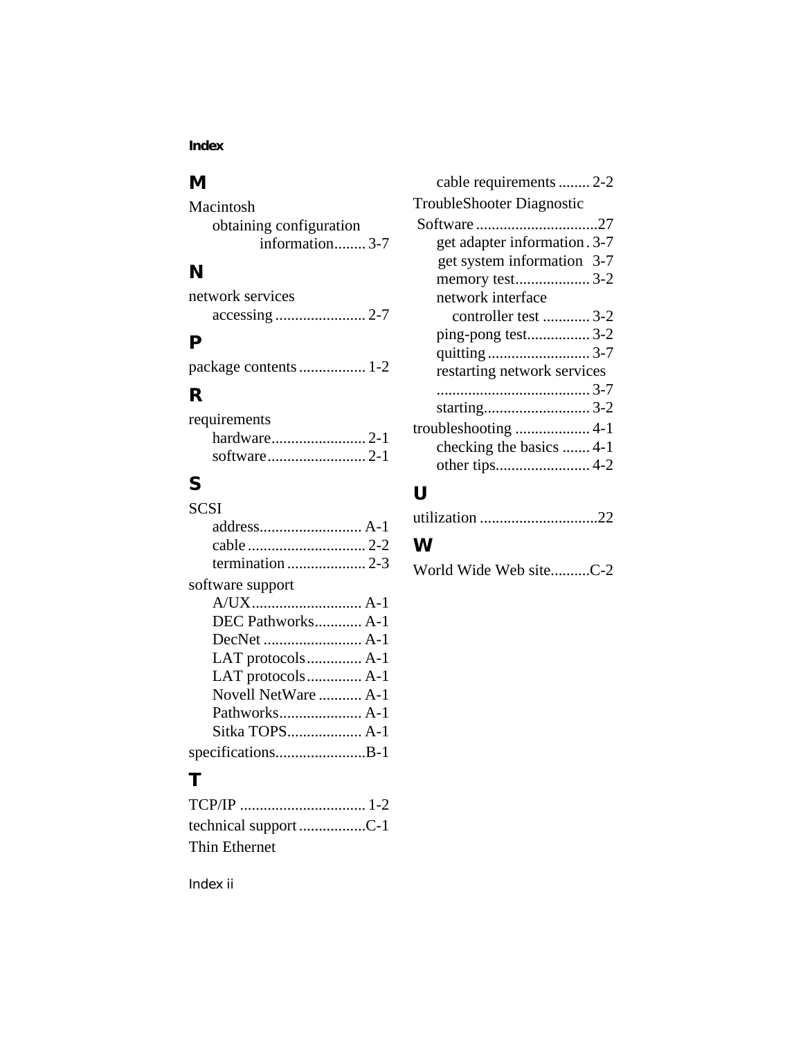## M

Macintosh
- obtaining configuration information........ 3-7

## N

network services
- accessing ....................... 2-7

## P

package contents ................. 1-2

## R

requirements
- hardware........................ 2-1
- software......................... 2-1

## S

SCSI
- address.......................... A-1
- cable .............................. 2-2
- termination .................... 2-3

software support
- A/UX............................ A-1
- DEC Pathworks............ A-1
- DecNet ......................... A-1
- LAT protocols.............. A-1
- LAT protocols.............. A-1
- Novell NetWare ........... A-1
- Pathworks..................... A-1
- Sitka TOPS................... A-1

specifications.......................B-1

## T

TCP/IP ................................ 1-2

technical support .................C-1

Thin Ethernet
- cable requirements ........ 2-2

TroubleShooter Diagnostic Software ...............................27
- get adapter information. 3-7
- get system information 3-7
- memory test................... 3-2
- network interface controller test ............ 3-2
- ping-pong test................ 3-2
- quitting .......................... 3-7
- restarting network services ....................................... 3-7
- starting........................... 3-2

troubleshooting ................... 4-1
- checking the basics ....... 4-1
- other tips........................ 4-2

## U

utilization ..............................22

## W

World Wide Web site..........C-2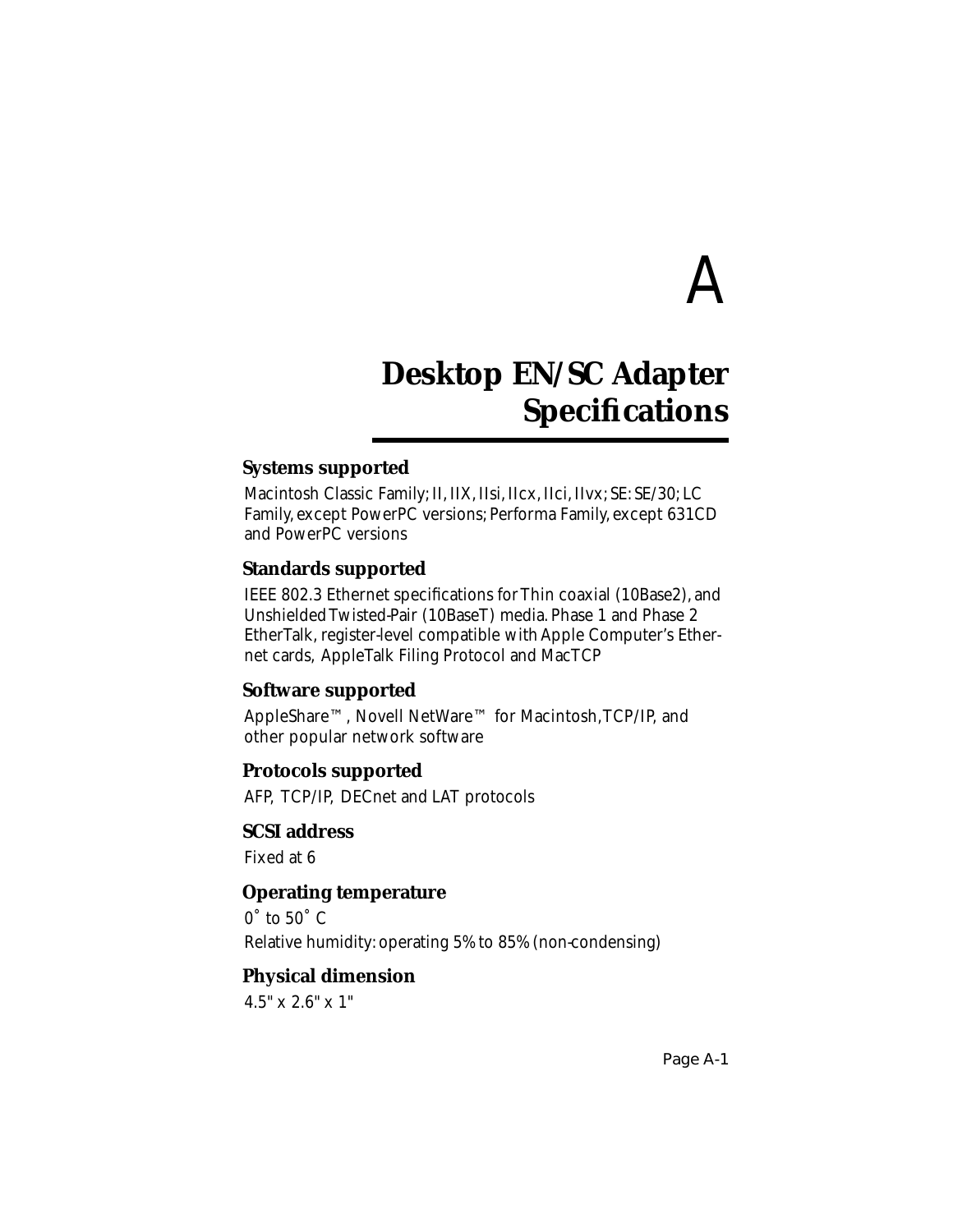# A

# Desktop EN/SC Adapter Specifications

### Systems supported

Macintosh Classic Family; II, IIX, IIsi, IIcx, IIci, IIvx; SE: SE/30; LC Family, except PowerPC versions; Performa Family, except 631CD and PowerPC versions

### Standards supported

IEEE 802.3 Ethernet specifications for Thin coaxial (10Base2), and Unshielded Twisted-Pair (10BaseT) media. Phase 1 and Phase 2 EtherTalk, register-level compatible with Apple Computer's Ethernet cards, AppleTalk Filing Protocol and MacTCP

### Software supported

AppleShare™, Novell NetWare™ for Macintosh,TCP/IP, and other popular network software

### Protocols supported

AFP, TCP/IP, DECnet and LAT protocols

### SCSI address

Fixed at 6

### Operating temperature

0˚ to 50˚ C

Relative humidity: operating 5% to 85% (non-condensing)

### Physical dimension

4.5" x 2.6" x 1"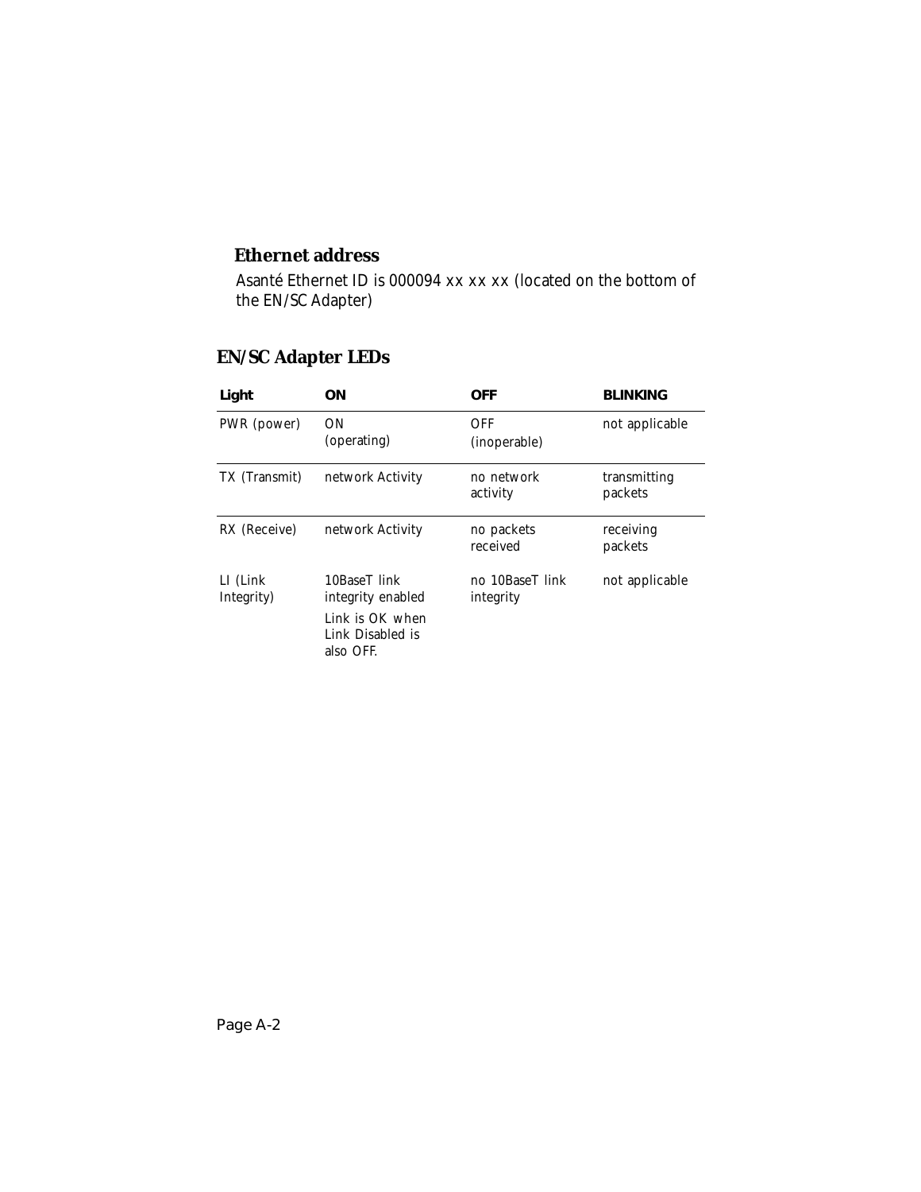### Ethernet address

Asanté Ethernet ID is 000094 xx xx xx (located on the bottom of the EN/SC Adapter)

## EN/SC Adapter LEDs

| Light | ON | OFF | BLINKING |
|---|---|---|---|
| PWR (power) | ON (operating) | OFF (inoperable) | not applicable |
| TX (Transmit) | network Activity | no network activity | transmitting packets |
| RX (Receive) | network Activity | no packets received | receiving packets |
| LI (Link Integrity) | 10BaseT link integrity enabled<br>Link is OK when Link Disabled is also OFF. | no 10BaseT link integrity | not applicable |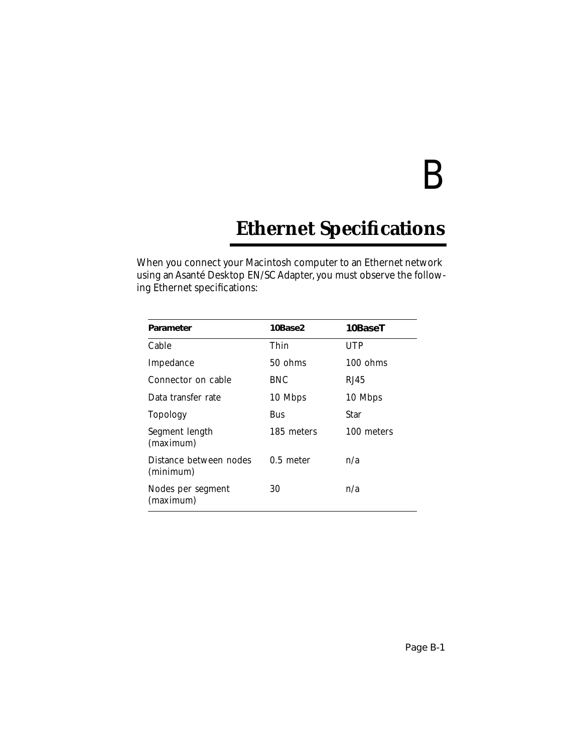# B

# Ethernet Specifications

When you connect your Macintosh computer to an Ethernet network using an Asanté Desktop EN/SC Adapter, you must observe the following Ethernet specifications:

| Parameter | 10Base2 | 10BaseT |
|---|---|---|
| Cable | Thin | UTP |
| Impedance | 50 ohms | 100 ohms |
| Connector on cable | BNC | RJ45 |
| Data transfer rate | 10 Mbps | 10 Mbps |
| Topology | Bus | Star |
| Segment length (maximum) | 185 meters | 100 meters |
| Distance between nodes (minimum) | 0.5 meter | n/a |
| Nodes per segment (maximum) | 30 | n/a |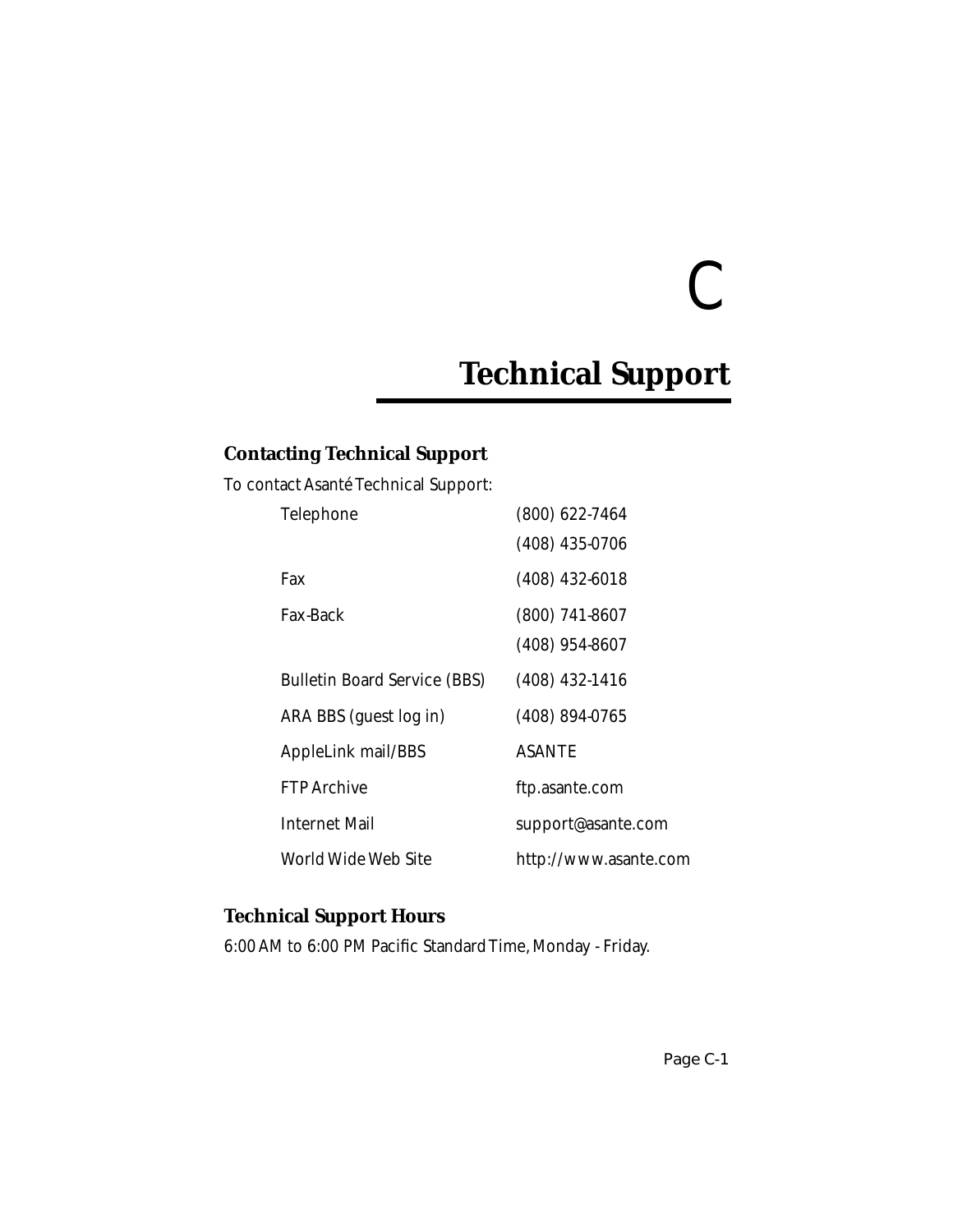# C

# Technical Support

## Contacting Technical Support

To contact Asanté Technical Support:

| | |
|---|---|
| Telephone | (800) 622-7464 |
| | (408) 435-0706 |
| Fax | (408) 432-6018 |
| Fax-Back | (800) 741-8607 |
| | (408) 954-8607 |
| Bulletin Board Service (BBS) | (408) 432-1416 |
| ARA BBS (guest log in) | (408) 894-0765 |
| AppleLink mail/BBS | ASANTE |
| FTP Archive | ftp.asante.com |
| Internet Mail | support@asante.com |
| World Wide Web Site | http://www.asante.com |

## Technical Support Hours

6:00 AM to 6:00 PM Pacific Standard Time, Monday - Friday.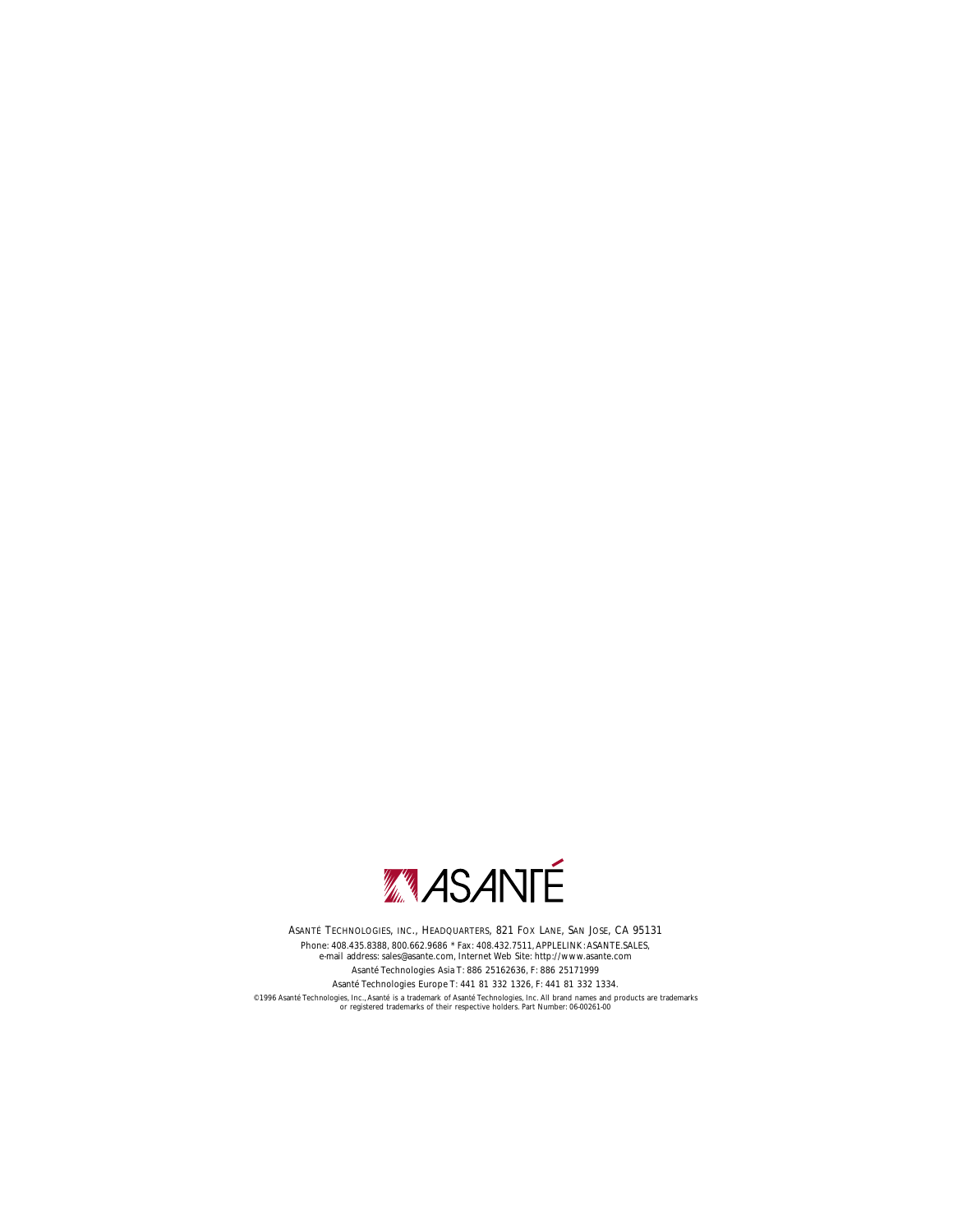ASANTÉ

ASANTÉ TECHNOLOGIES, INC., HEADQUARTERS, 821 FOX LANE, SAN JOSE, CA 95131

Phone: 408.435.8388, 800.662.9686 * Fax: 408.432.7511, APPLELINK: ASANTE.SALES,
e-mail address: sales@asante.com, Internet Web Site: http://www.asante.com

Asanté Technologies Asia T: 886 25162636, F: 886 25171999

Asanté Technologies Europe T: 441 81 332 1326, F: 441 81 332 1334.

©1996 Asanté Technologies, Inc., Asanté is a trademark of Asanté Technologies, Inc. All brand names and products are trademarks or registered trademarks of their respective holders. Part Number: 06-00261-00